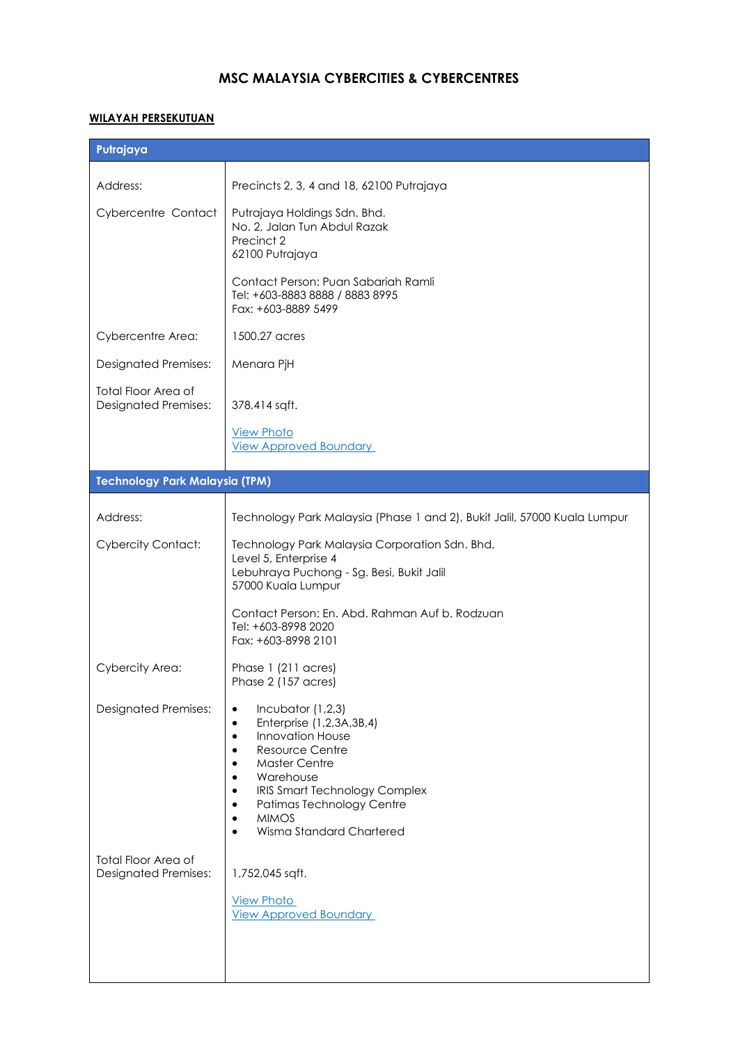# MSC MALAYSIA CYBERCITIES & CYBERCENTRES

## WILAYAH PERSEKUTUAN

| Putrajaya | |
|---|---|
| Address: | Precincts 2, 3, 4 and 18, 62100 Putrajaya |
| Cybercentre Contact | Putrajaya Holdings Sdn. Bhd.<br>No. 2, Jalan Tun Abdul Razak<br>Precinct 2<br>62100 Putrajaya<br><br>Contact Person: Puan Sabariah Ramli<br>Tel: +603-8883 8888 / 8883 8995<br>Fax: +603-8889 5499 |
| Cybercentre Area: | 1500.27 acres |
| Designated Premises: | Menara PjH |
| Total Floor Area of Designated Premises: | 378,414 sqft.<br><br>View Photo<br>View Approved Boundary |

| Technology Park Malaysia (TPM) | |
|---|---|
| Address: | Technology Park Malaysia (Phase 1 and 2), Bukit Jalil, 57000 Kuala Lumpur |
| Cybercity Contact: | Technology Park Malaysia Corporation Sdn. Bhd.<br>Level 5, Enterprise 4<br>Lebuhraya Puchong - Sg. Besi, Bukit Jalil<br>57000 Kuala Lumpur<br><br>Contact Person: En. Abd. Rahman Auf b. Rodzuan<br>Tel: +603-8998 2020<br>Fax: +603-8998 2101 |
| Cybercity Area: | Phase 1 (211 acres)<br>Phase 2 (157 acres) |
| Designated Premises: | • Incubator (1,2,3)<br>• Enterprise (1,2,3A,3B,4)<br>• Innovation House<br>• Resource Centre<br>• Master Centre<br>• Warehouse<br>• IRIS Smart Technology Complex<br>• Patimas Technology Centre<br>• MIMOS<br>• Wisma Standard Chartered |
| Total Floor Area of Designated Premises: | 1,752,045 sqft.<br><br>View Photo<br>View Approved Boundary |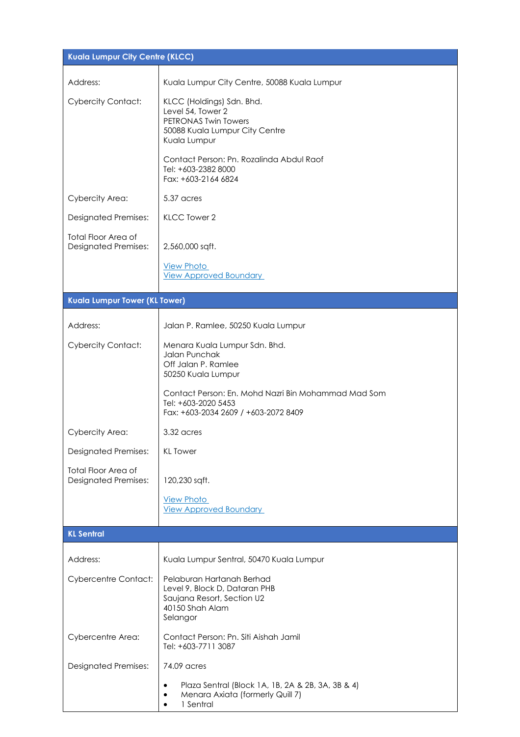| Kuala Lumpur City Centre (KLCC) | |
|---|---|
| Address: | Kuala Lumpur City Centre, 50088 Kuala Lumpur |
| Cybercity Contact: | KLCC (Holdings) Sdn. Bhd.<br>Level 54, Tower 2<br>PETRONAS Twin Towers<br>50088 Kuala Lumpur City Centre<br>Kuala Lumpur<br><br>Contact Person: Pn. Rozalinda Abdul Raof<br>Tel: +603-2382 8000<br>Fax: +603-2164 6824 |
| Cybercity Area: | 5.37 acres |
| Designated Premises: | KLCC Tower 2 |
| Total Floor Area of Designated Premises: | 2,560,000 sqft.<br><br>View Photo<br>View Approved Boundary |

| Kuala Lumpur Tower (KL Tower) | |
|---|---|
| Address: | Jalan P. Ramlee, 50250 Kuala Lumpur |
| Cybercity Contact: | Menara Kuala Lumpur Sdn. Bhd.<br>Jalan Punchak<br>Off Jalan P. Ramlee<br>50250 Kuala Lumpur<br><br>Contact Person: En. Mohd Nazri Bin Mohammad Mad Som<br>Tel: +603-2020 5453<br>Fax: +603-2034 2609 / +603-2072 8409 |
| Cybercity Area: | 3.32 acres |
| Designated Premises: | KL Tower |
| Total Floor Area of Designated Premises: | 120,230 sqft.<br><br>View Photo<br>View Approved Boundary |

| KL Sentral | |
|---|---|
| Address: | Kuala Lumpur Sentral, 50470 Kuala Lumpur |
| Cybercentre Contact: | Pelaburan Hartanah Berhad<br>Level 9, Block D, Dataran PHB<br>Saujana Resort, Section U2<br>40150 Shah Alam<br>Selangor |
| Cybercentre Area: | Contact Person: Pn. Siti Aishah Jamil<br>Tel: +603-7711 3087 |
| Designated Premises: | 74.09 acres<br><br>• Plaza Sentral (Block 1A, 1B, 2A & 2B, 3A, 3B & 4)<br>• Menara Axiata (formerly Quill 7)<br>• 1 Sentral |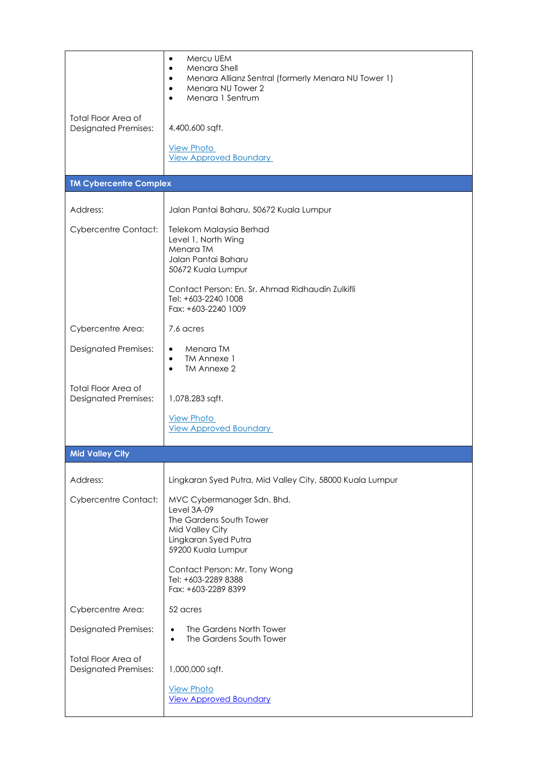| | |
|---|---|
| | • Mercu UEM<br>• Menara Shell<br>• Menara Allianz Sentral (formerly Menara NU Tower 1)<br>• Menara NU Tower 2<br>• Menara 1 Sentrum |
| Total Floor Area of Designated Premises: | 4,400,600 sqft.<br><br>View Photo<br>View Approved Boundary |
| **TM Cybercentre Complex** | |
| Address: | Jalan Pantai Baharu, 50672 Kuala Lumpur |
| Cybercentre Contact: | Telekom Malaysia Berhad<br>Level 1, North Wing<br>Menara TM<br>Jalan Pantai Baharu<br>50672 Kuala Lumpur<br><br>Contact Person: En. Sr. Ahmad Ridhaudin Zulkifli<br>Tel: +603-2240 1008<br>Fax: +603-2240 1009 |
| Cybercentre Area: | 7.6 acres |
| Designated Premises: | • Menara TM<br>• TM Annexe 1<br>• TM Annexe 2 |
| Total Floor Area of Designated Premises: | 1,078,283 sqft.<br><br>View Photo<br>View Approved Boundary |
| **Mid Valley City** | |
| Address: | Lingkaran Syed Putra, Mid Valley City, 58000 Kuala Lumpur |
| Cybercentre Contact: | MVC Cybermanager Sdn. Bhd.<br>Level 3A-09<br>The Gardens South Tower<br>Mid Valley City<br>Lingkaran Syed Putra<br>59200 Kuala Lumpur<br><br>Contact Person: Mr. Tony Wong<br>Tel: +603-2289 8388<br>Fax: +603-2289 8399 |
| Cybercentre Area: | 52 acres |
| Designated Premises: | • The Gardens North Tower<br>• The Gardens South Tower |
| Total Floor Area of Designated Premises: | 1,000,000 sqft.<br><br>View Photo<br>View Approved Boundary |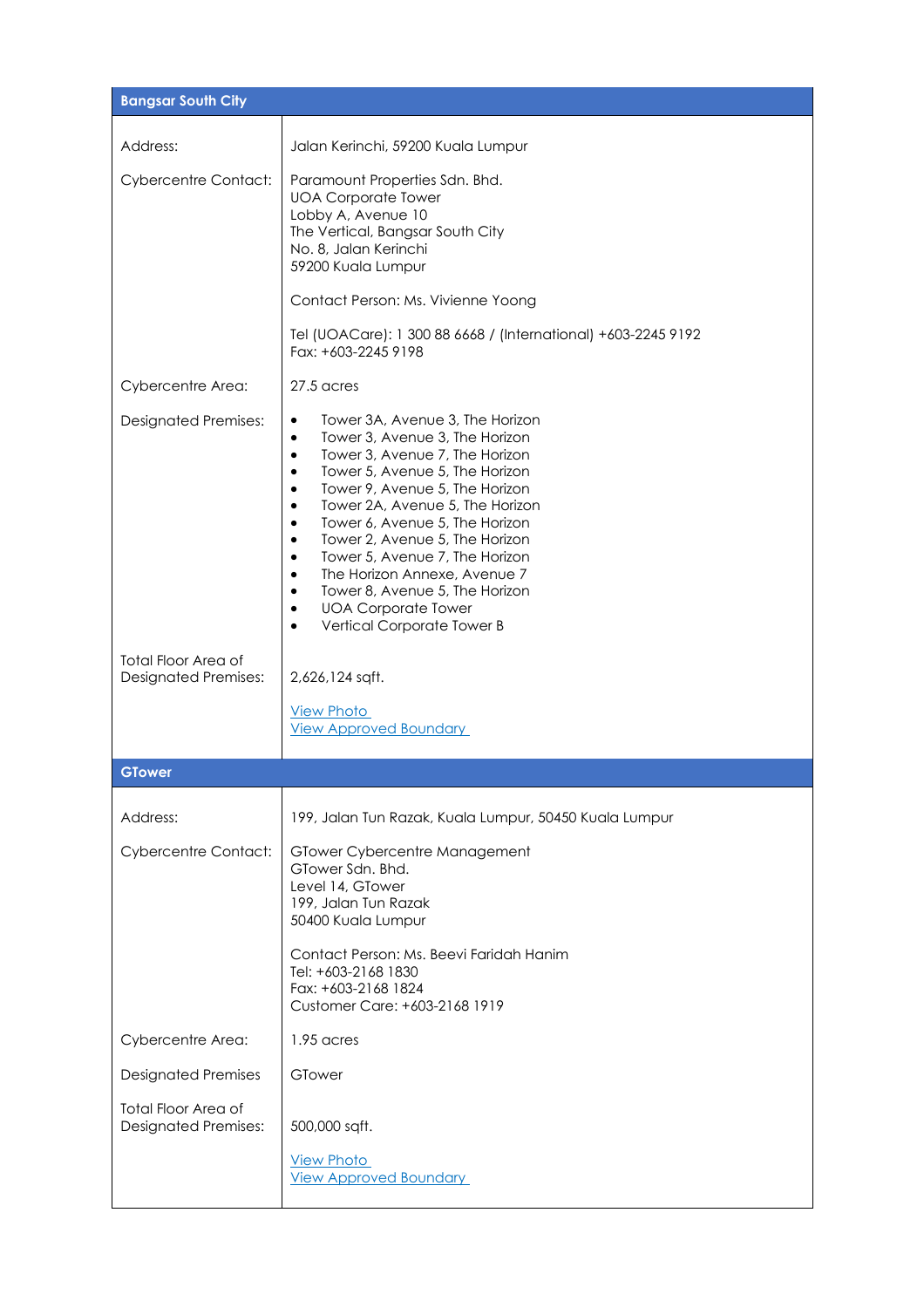| Bangsar South City | |
|---|---|
| Address: | Jalan Kerinchi, 59200 Kuala Lumpur |
| Cybercentre Contact: | Paramount Properties Sdn. Bhd.<br>UOA Corporate Tower<br>Lobby A, Avenue 10<br>The Vertical, Bangsar South City<br>No. 8, Jalan Kerinchi<br>59200 Kuala Lumpur<br><br>Contact Person: Ms. Vivienne Yoong<br><br>Tel (UOACare): 1 300 88 6668 / (International) +603-2245 9192<br>Fax: +603-2245 9198 |
| Cybercentre Area: | 27.5 acres |
| Designated Premises: | • Tower 3A, Avenue 3, The Horizon<br>• Tower 3, Avenue 3, The Horizon<br>• Tower 3, Avenue 7, The Horizon<br>• Tower 5, Avenue 5, The Horizon<br>• Tower 9, Avenue 5, The Horizon<br>• Tower 2A, Avenue 5, The Horizon<br>• Tower 6, Avenue 5, The Horizon<br>• Tower 2, Avenue 5, The Horizon<br>• Tower 5, Avenue 7, The Horizon<br>• The Horizon Annexe, Avenue 7<br>• Tower 8, Avenue 5, The Horizon<br>• UOA Corporate Tower<br>• Vertical Corporate Tower B |
| Total Floor Area of Designated Premises: | 2,626,124 sqft.<br><br>View Photo<br>View Approved Boundary |

| GTower | |
|---|---|
| Address: | 199, Jalan Tun Razak, Kuala Lumpur, 50450 Kuala Lumpur |
| Cybercentre Contact: | GTower Cybercentre Management<br>GTower Sdn. Bhd.<br>Level 14, GTower<br>199, Jalan Tun Razak<br>50400 Kuala Lumpur<br><br>Contact Person: Ms. Beevi Faridah Hanim<br>Tel: +603-2168 1830<br>Fax: +603-2168 1824<br>Customer Care: +603-2168 1919 |
| Cybercentre Area: | 1.95 acres |
| Designated Premises | GTower |
| Total Floor Area of Designated Premises: | 500,000 sqft.<br><br>View Photo<br>View Approved Boundary |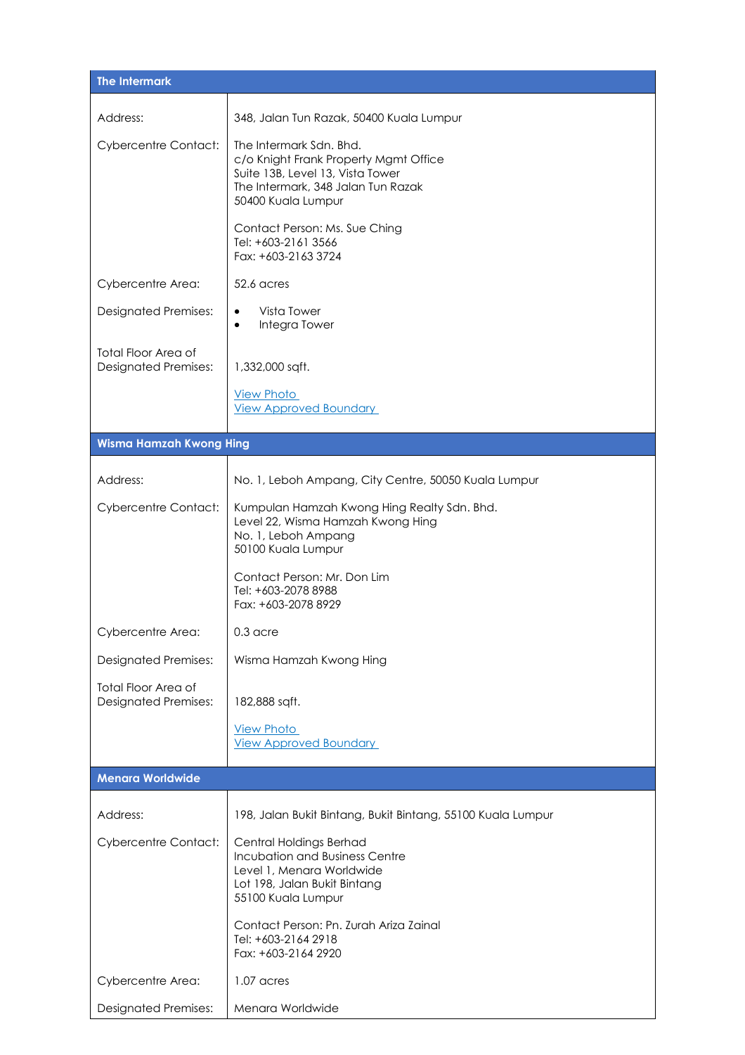| The Intermark | |
|---|---|
| Address: | 348, Jalan Tun Razak, 50400 Kuala Lumpur |
| Cybercentre Contact: | The Intermark Sdn. Bhd.<br>c/o Knight Frank Property Mgmt Office<br>Suite 13B, Level 13, Vista Tower<br>The Intermark, 348 Jalan Tun Razak<br>50400 Kuala Lumpur<br><br>Contact Person: Ms. Sue Ching<br>Tel: +603-2161 3566<br>Fax: +603-2163 3724 |
| Cybercentre Area: | 52.6 acres |
| Designated Premises: | • Vista Tower<br>• Integra Tower |
| Total Floor Area of Designated Premises: | 1,332,000 sqft.<br><br>View Photo<br>View Approved Boundary |

| Wisma Hamzah Kwong Hing | |
|---|---|
| Address: | No. 1, Leboh Ampang, City Centre, 50050 Kuala Lumpur |
| Cybercentre Contact: | Kumpulan Hamzah Kwong Hing Realty Sdn. Bhd.<br>Level 22, Wisma Hamzah Kwong Hing<br>No. 1, Leboh Ampang<br>50100 Kuala Lumpur<br><br>Contact Person: Mr. Don Lim<br>Tel: +603-2078 8988<br>Fax: +603-2078 8929 |
| Cybercentre Area: | 0.3 acre |
| Designated Premises: | Wisma Hamzah Kwong Hing |
| Total Floor Area of Designated Premises: | 182,888 sqft.<br><br>View Photo<br>View Approved Boundary |

| Menara Worldwide | |
|---|---|
| Address: | 198, Jalan Bukit Bintang, Bukit Bintang, 55100 Kuala Lumpur |
| Cybercentre Contact: | Central Holdings Berhad<br>Incubation and Business Centre<br>Level 1, Menara Worldwide<br>Lot 198, Jalan Bukit Bintang<br>55100 Kuala Lumpur<br><br>Contact Person: Pn. Zurah Ariza Zainal<br>Tel: +603-2164 2918<br>Fax: +603-2164 2920 |
| Cybercentre Area: | 1.07 acres |
| Designated Premises: | Menara Worldwide |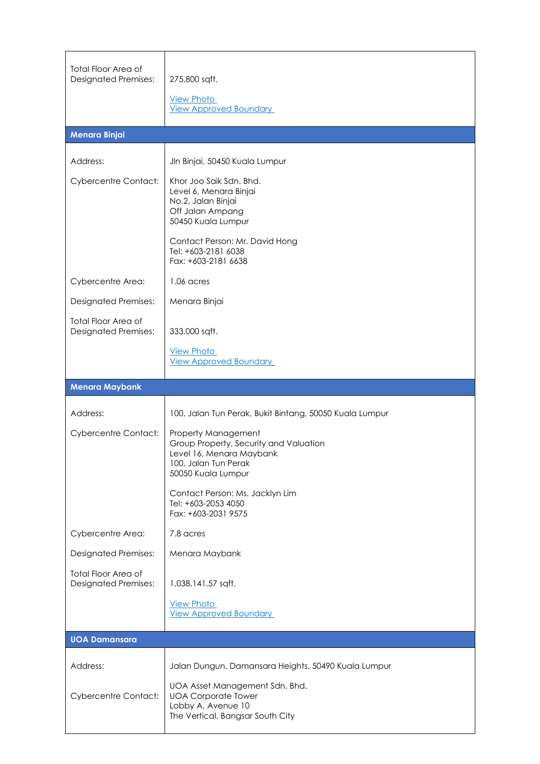| | |
|---|---|
| Total Floor Area of Designated Premises: | 275,800 sqft.<br><br>View Photo<br>View Approved Boundary |

## Menara Binjai

| | |
|---|---|
| Address: | Jln Binjai, 50450 Kuala Lumpur |
| Cybercentre Contact: | Khor Joo Saik Sdn. Bhd.<br>Level 6, Menara Binjai<br>No.2, Jalan Binjai<br>Off Jalan Ampang<br>50450 Kuala Lumpur<br><br>Contact Person: Mr. David Hong<br>Tel: +603-2181 6038<br>Fax: +603-2181 6638 |
| Cybercentre Area: | 1.06 acres |
| Designated Premises: | Menara Binjai |
| Total Floor Area of Designated Premises: | 333,000 sqft.<br><br>View Photo<br>View Approved Boundary |

## Menara Maybank

| | |
|---|---|
| Address: | 100, Jalan Tun Perak, Bukit Bintang, 50050 Kuala Lumpur |
| Cybercentre Contact: | Property Management<br>Group Property, Security and Valuation<br>Level 16, Menara Maybank<br>100, Jalan Tun Perak<br>50050 Kuala Lumpur<br><br>Contact Person: Ms. Jacklyn Lim<br>Tel: +603-2053 4050<br>Fax: +603-2031 9575 |
| Cybercentre Area: | 7.8 acres |
| Designated Premises: | Menara Maybank |
| Total Floor Area of Designated Premises: | 1,038,141.57 sqft.<br><br>View Photo<br>View Approved Boundary |

## UOA Damansara

| | |
|---|---|
| Address: | Jalan Dungun, Damansara Heights, 50490 Kuala Lumpur |
| Cybercentre Contact: | UOA Asset Management Sdn. Bhd.<br>UOA Corporate Tower<br>Lobby A, Avenue 10<br>The Vertical, Bangsar South City |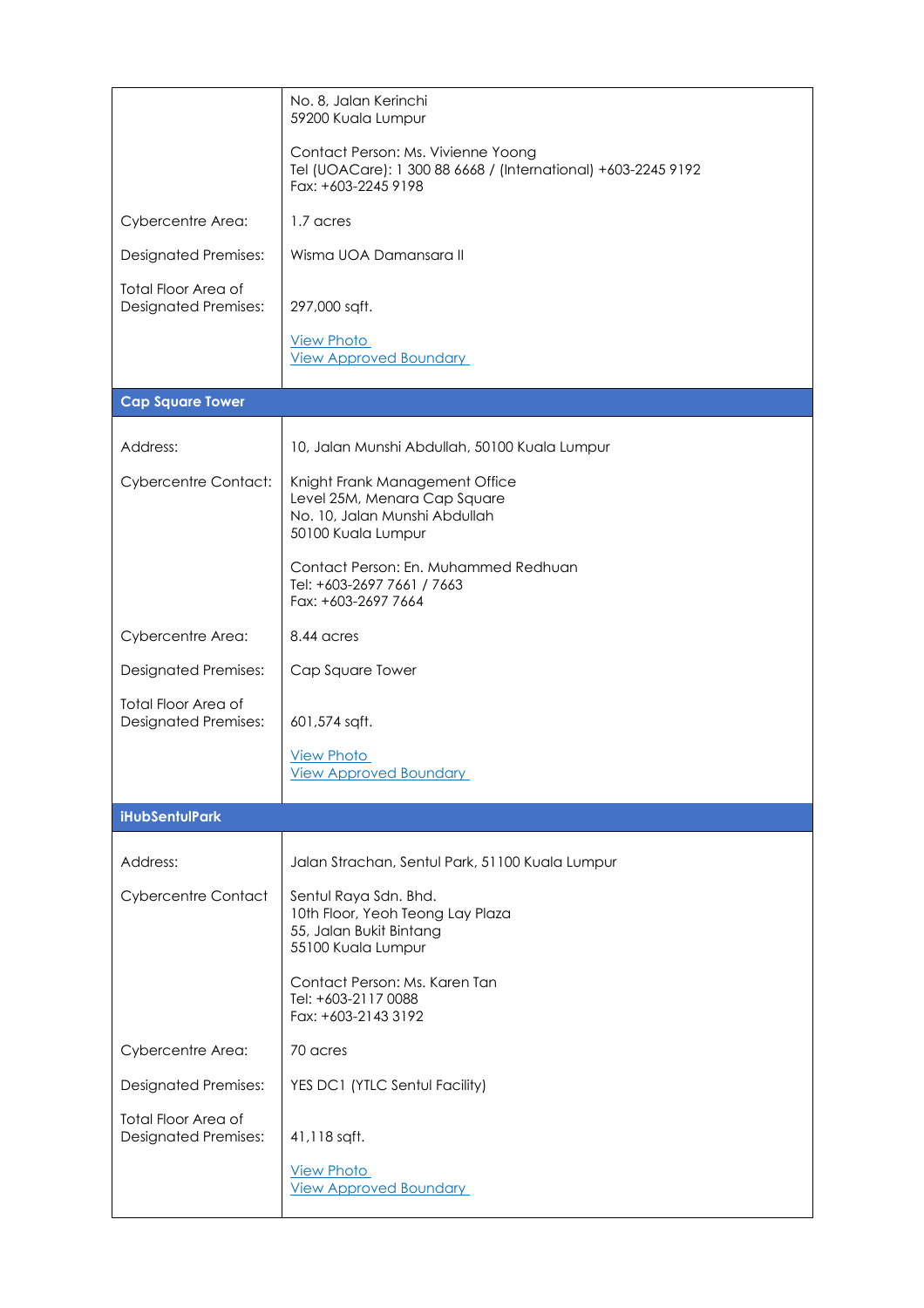| | |
|---|---|
| | No. 8, Jalan Kerinchi<br>59200 Kuala Lumpur<br><br>Contact Person: Ms. Vivienne Yoong<br>Tel (UOACare): 1 300 88 6668 / (International) +603-2245 9192<br>Fax: +603-2245 9198 |
| Cybercentre Area: | 1.7 acres |
| Designated Premises: | Wisma UOA Damansara II |
| Total Floor Area of Designated Premises: | 297,000 sqft.<br><br>View Photo<br>View Approved Boundary |
| **Cap Square Tower** | |
| Address: | 10, Jalan Munshi Abdullah, 50100 Kuala Lumpur |
| Cybercentre Contact: | Knight Frank Management Office<br>Level 25M, Menara Cap Square<br>No. 10, Jalan Munshi Abdullah<br>50100 Kuala Lumpur<br><br>Contact Person: En. Muhammed Redhuan<br>Tel: +603-2697 7661 / 7663<br>Fax: +603-2697 7664 |
| Cybercentre Area: | 8.44 acres |
| Designated Premises: | Cap Square Tower |
| Total Floor Area of Designated Premises: | 601,574 sqft.<br><br>View Photo<br>View Approved Boundary |
| **iHubSentulPark** | |
| Address: | Jalan Strachan, Sentul Park, 51100 Kuala Lumpur |
| Cybercentre Contact | Sentul Raya Sdn. Bhd.<br>10th Floor, Yeoh Teong Lay Plaza<br>55, Jalan Bukit Bintang<br>55100 Kuala Lumpur<br><br>Contact Person: Ms. Karen Tan<br>Tel: +603-2117 0088<br>Fax: +603-2143 3192 |
| Cybercentre Area: | 70 acres |
| Designated Premises: | YES DC1 (YTLC Sentul Facility) |
| Total Floor Area of Designated Premises: | 41,118 sqft.<br><br>View Photo<br>View Approved Boundary |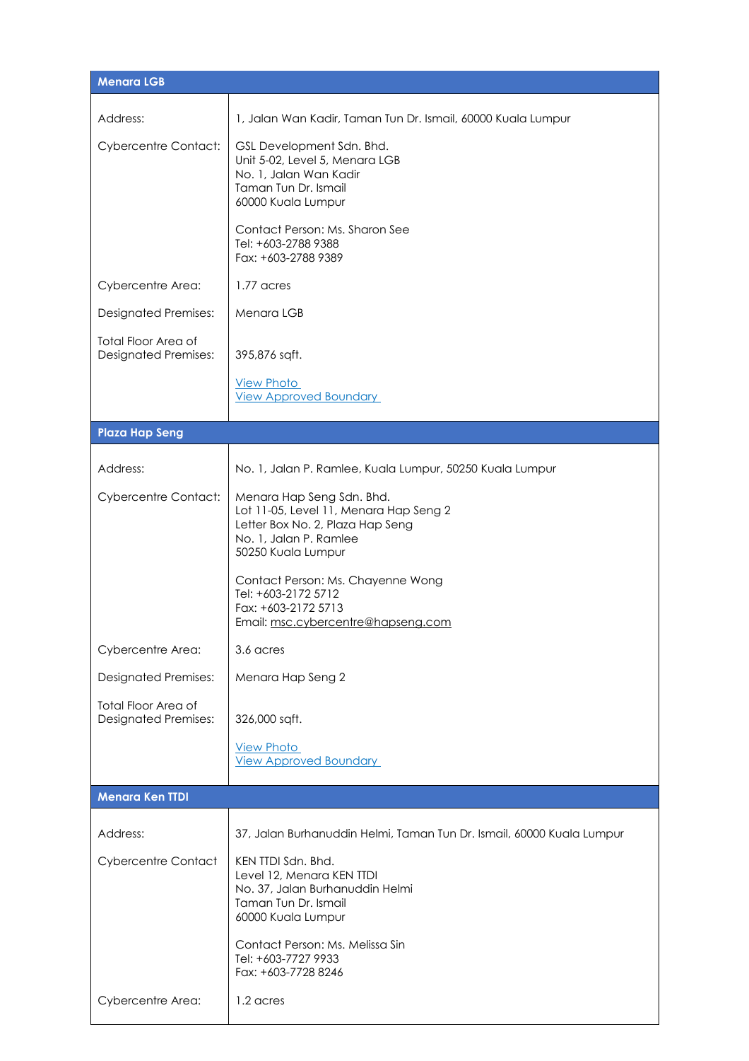| Menara LGB | |
|---|---|
| Address: | 1, Jalan Wan Kadir, Taman Tun Dr. Ismail, 60000 Kuala Lumpur |
| Cybercentre Contact: | GSL Development Sdn. Bhd.<br>Unit 5-02, Level 5, Menara LGB<br>No. 1, Jalan Wan Kadir<br>Taman Tun Dr. Ismail<br>60000 Kuala Lumpur<br><br>Contact Person: Ms. Sharon See<br>Tel: +603-2788 9388<br>Fax: +603-2788 9389 |
| Cybercentre Area: | 1.77 acres |
| Designated Premises: | Menara LGB |
| Total Floor Area of Designated Premises: | 395,876 sqft.<br><br>View Photo<br>View Approved Boundary |

| Plaza Hap Seng | |
|---|---|
| Address: | No. 1, Jalan P. Ramlee, Kuala Lumpur, 50250 Kuala Lumpur |
| Cybercentre Contact: | Menara Hap Seng Sdn. Bhd.<br>Lot 11-05, Level 11, Menara Hap Seng 2<br>Letter Box No. 2, Plaza Hap Seng<br>No. 1, Jalan P. Ramlee<br>50250 Kuala Lumpur<br><br>Contact Person: Ms. Chayenne Wong<br>Tel: +603-2172 5712<br>Fax: +603-2172 5713<br>Email: msc.cybercentre@hapseng.com |
| Cybercentre Area: | 3.6 acres |
| Designated Premises: | Menara Hap Seng 2 |
| Total Floor Area of Designated Premises: | 326,000 sqft.<br><br>View Photo<br>View Approved Boundary |

| Menara Ken TTDI | |
|---|---|
| Address: | 37, Jalan Burhanuddin Helmi, Taman Tun Dr. Ismail, 60000 Kuala Lumpur |
| Cybercentre Contact | KEN TTDI Sdn. Bhd.<br>Level 12, Menara KEN TTDI<br>No. 37, Jalan Burhanuddin Helmi<br>Taman Tun Dr. Ismail<br>60000 Kuala Lumpur<br><br>Contact Person: Ms. Melissa Sin<br>Tel: +603-7727 9933<br>Fax: +603-7728 8246 |
| Cybercentre Area: | 1.2 acres |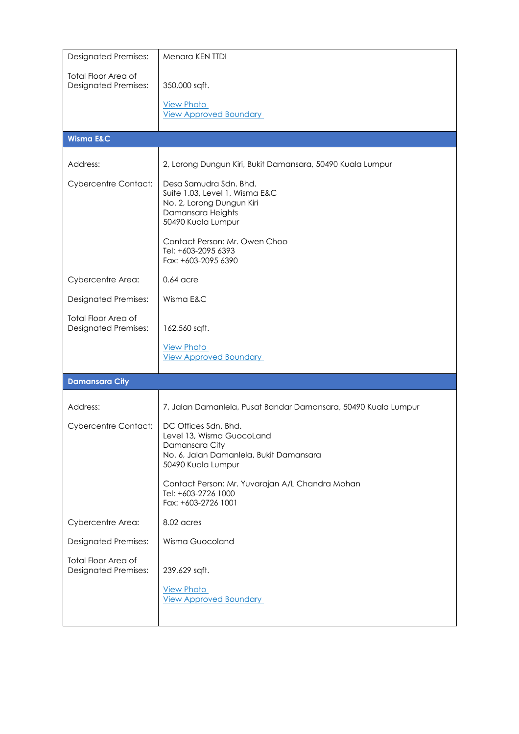| | |
|---|---|
| Designated Premises: | Menara KEN TTDI |
| Total Floor Area of Designated Premises: | 350,000 sqft.<br><br>View Photo<br>View Approved Boundary |
| **Wisma E&C** | |
| Address: | 2, Lorong Dungun Kiri, Bukit Damansara, 50490 Kuala Lumpur |
| Cybercentre Contact: | Desa Samudra Sdn. Bhd.<br>Suite 1.03, Level 1, Wisma E&C<br>No. 2, Lorong Dungun Kiri<br>Damansara Heights<br>50490 Kuala Lumpur<br><br>Contact Person: Mr. Owen Choo<br>Tel: +603-2095 6393<br>Fax: +603-2095 6390 |
| Cybercentre Area: | 0.64 acre |
| Designated Premises: | Wisma E&C |
| Total Floor Area of Designated Premises: | 162,560 sqft.<br><br>View Photo<br>View Approved Boundary |
| **Damansara City** | |
| Address: | 7, Jalan Damanlela, Pusat Bandar Damansara, 50490 Kuala Lumpur |
| Cybercentre Contact: | DC Offices Sdn. Bhd.<br>Level 13, Wisma GuocoLand<br>Damansara City<br>No. 6, Jalan Damanlela, Bukit Damansara<br>50490 Kuala Lumpur<br><br>Contact Person: Mr. Yuvarajan A/L Chandra Mohan<br>Tel: +603-2726 1000<br>Fax: +603-2726 1001 |
| Cybercentre Area: | 8.02 acres |
| Designated Premises: | Wisma Guocoland |
| Total Floor Area of Designated Premises: | 239,629 sqft.<br><br>View Photo<br>View Approved Boundary |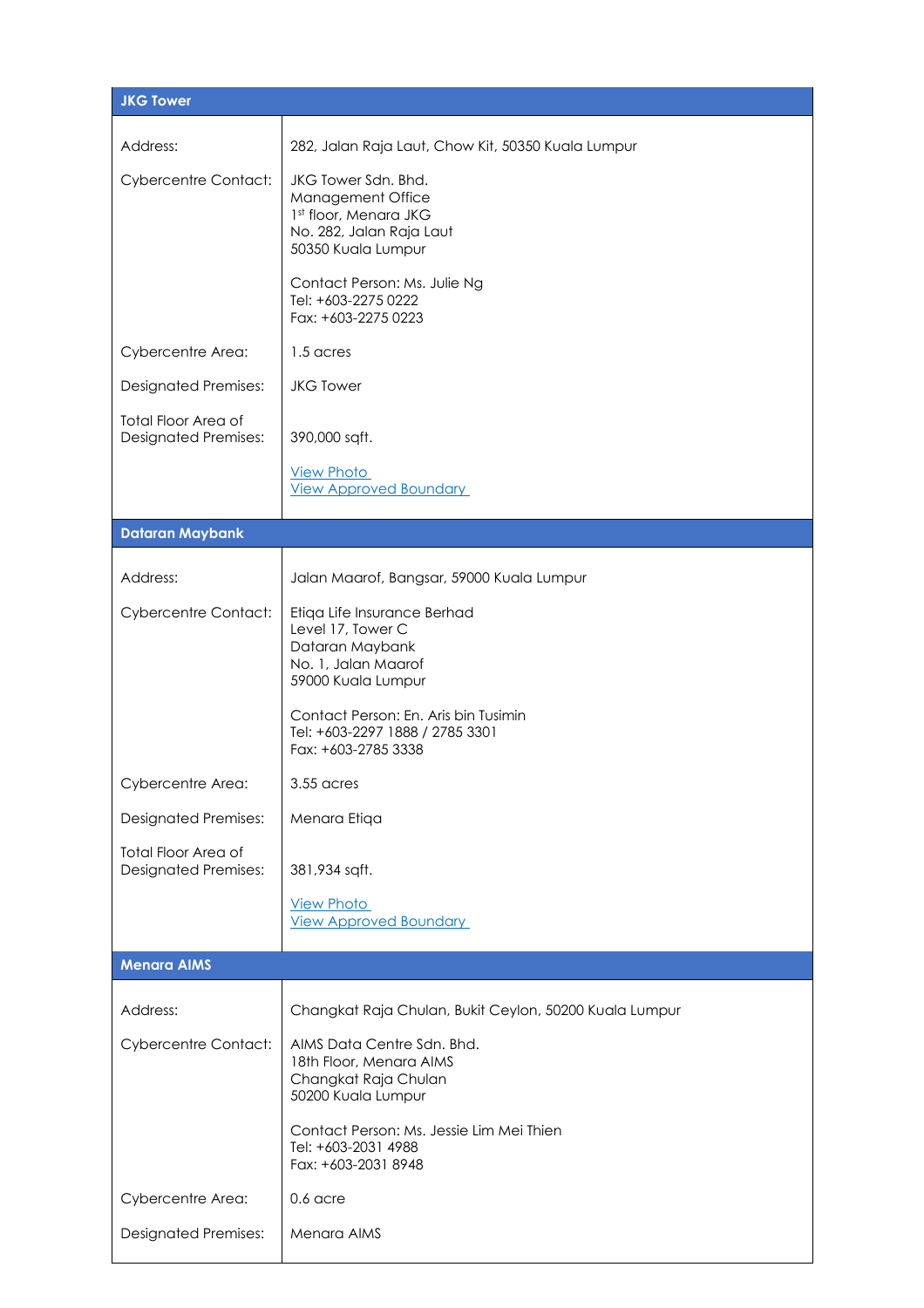| JKG Tower | |
|---|---|
| Address: | 282, Jalan Raja Laut, Chow Kit, 50350 Kuala Lumpur |
| Cybercentre Contact: | JKG Tower Sdn. Bhd.<br>Management Office<br>1st floor, Menara JKG<br>No. 282, Jalan Raja Laut<br>50350 Kuala Lumpur<br><br>Contact Person: Ms. Julie Ng<br>Tel: +603-2275 0222<br>Fax: +603-2275 0223 |
| Cybercentre Area: | 1.5 acres |
| Designated Premises: | JKG Tower |
| Total Floor Area of Designated Premises: | 390,000 sqft.<br><br>View Photo<br>View Approved Boundary |

| Dataran Maybank | |
|---|---|
| Address: | Jalan Maarof, Bangsar, 59000 Kuala Lumpur |
| Cybercentre Contact: | Etiqa Life Insurance Berhad<br>Level 17, Tower C<br>Dataran Maybank<br>No. 1, Jalan Maarof<br>59000 Kuala Lumpur<br><br>Contact Person: En. Aris bin Tusimin<br>Tel: +603-2297 1888 / 2785 3301<br>Fax: +603-2785 3338 |
| Cybercentre Area: | 3.55 acres |
| Designated Premises: | Menara Etiqa |
| Total Floor Area of Designated Premises: | 381,934 sqft.<br><br>View Photo<br>View Approved Boundary |

| Menara AIMS | |
|---|---|
| Address: | Changkat Raja Chulan, Bukit Ceylon, 50200 Kuala Lumpur |
| Cybercentre Contact: | AIMS Data Centre Sdn. Bhd.<br>18th Floor, Menara AIMS<br>Changkat Raja Chulan<br>50200 Kuala Lumpur<br><br>Contact Person: Ms. Jessie Lim Mei Thien<br>Tel: +603-2031 4988<br>Fax: +603-2031 8948 |
| Cybercentre Area: | 0.6 acre |
| Designated Premises: | Menara AIMS |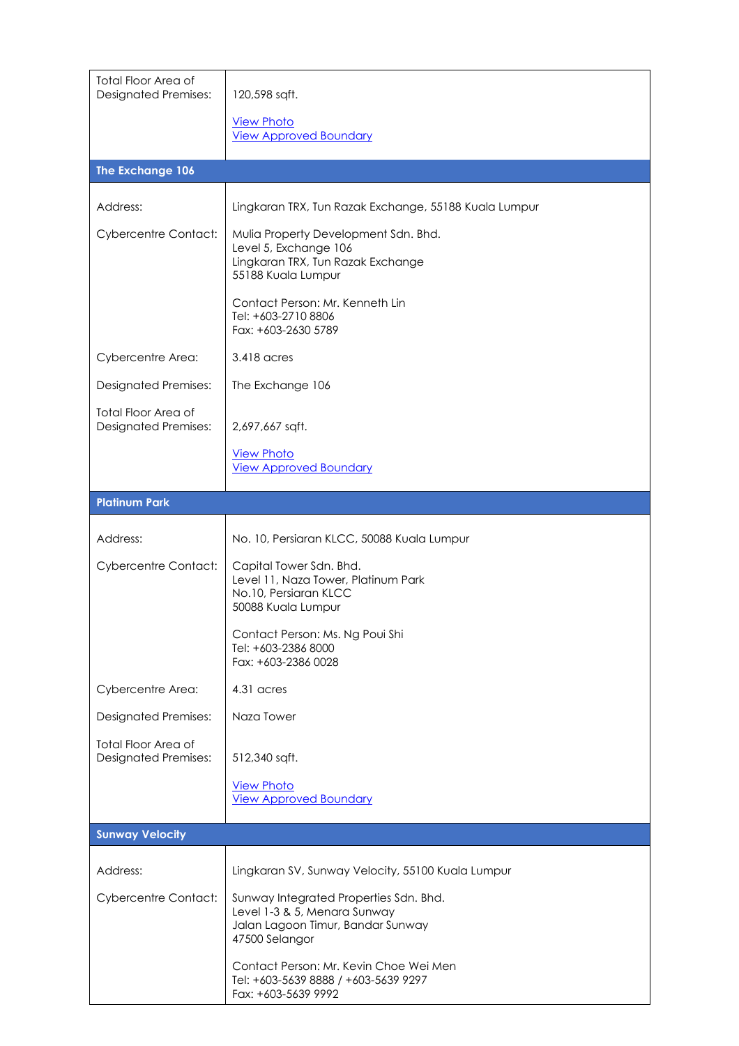| | |
|---|---|
| Total Floor Area of Designated Premises: | 120,598 sqft.<br><br>View Photo<br>View Approved Boundary |
| **The Exchange 106** | |
| Address: | Lingkaran TRX, Tun Razak Exchange, 55188 Kuala Lumpur |
| Cybercentre Contact: | Mulia Property Development Sdn. Bhd.<br>Level 5, Exchange 106<br>Lingkaran TRX, Tun Razak Exchange<br>55188 Kuala Lumpur<br><br>Contact Person: Mr. Kenneth Lin<br>Tel: +603-2710 8806<br>Fax: +603-2630 5789 |
| Cybercentre Area: | 3.418 acres |
| Designated Premises: | The Exchange 106 |
| Total Floor Area of Designated Premises: | 2,697,667 sqft.<br><br>View Photo<br>View Approved Boundary |
| **Platinum Park** | |
| Address: | No. 10, Persiaran KLCC, 50088 Kuala Lumpur |
| Cybercentre Contact: | Capital Tower Sdn. Bhd.<br>Level 11, Naza Tower, Platinum Park<br>No.10, Persiaran KLCC<br>50088 Kuala Lumpur<br><br>Contact Person: Ms. Ng Poui Shi<br>Tel: +603-2386 8000<br>Fax: +603-2386 0028 |
| Cybercentre Area: | 4.31 acres |
| Designated Premises: | Naza Tower |
| Total Floor Area of Designated Premises: | 512,340 sqft.<br><br>View Photo<br>View Approved Boundary |
| **Sunway Velocity** | |
| Address: | Lingkaran SV, Sunway Velocity, 55100 Kuala Lumpur |
| Cybercentre Contact: | Sunway Integrated Properties Sdn. Bhd.<br>Level 1-3 & 5, Menara Sunway<br>Jalan Lagoon Timur, Bandar Sunway<br>47500 Selangor<br><br>Contact Person: Mr. Kevin Choe Wei Men<br>Tel: +603-5639 8888 / +603-5639 9297<br>Fax: +603-5639 9992 |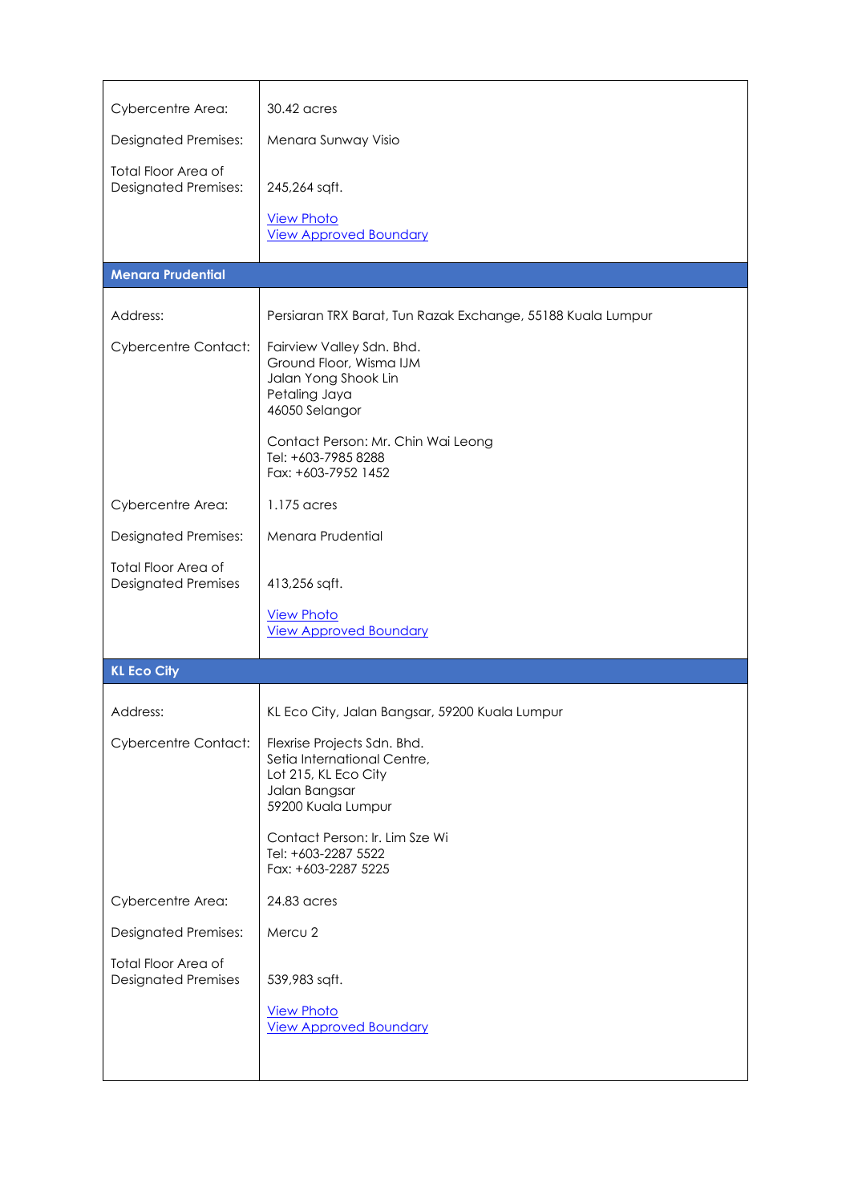| | |
|---|---|
| Cybercentre Area: | 30.42 acres |
| Designated Premises: | Menara Sunway Visio |
| Total Floor Area of Designated Premises: | 245,264 sqft.<br><br>View Photo<br>View Approved Boundary |

| **Menara Prudential** | |
|---|---|
| Address: | Persiaran TRX Barat, Tun Razak Exchange, 55188 Kuala Lumpur |
| Cybercentre Contact: | Fairview Valley Sdn. Bhd.<br>Ground Floor, Wisma IJM<br>Jalan Yong Shook Lin<br>Petaling Jaya<br>46050 Selangor<br><br>Contact Person: Mr. Chin Wai Leong<br>Tel: +603-7985 8288<br>Fax: +603-7952 1452 |
| Cybercentre Area: | 1.175 acres |
| Designated Premises: | Menara Prudential |
| Total Floor Area of Designated Premises | 413,256 sqft.<br><br>View Photo<br>View Approved Boundary |

| **KL Eco City** | |
|---|---|
| Address: | KL Eco City, Jalan Bangsar, 59200 Kuala Lumpur |
| Cybercentre Contact: | Flexrise Projects Sdn. Bhd.<br>Setia International Centre,<br>Lot 215, KL Eco City<br>Jalan Bangsar<br>59200 Kuala Lumpur<br><br>Contact Person: Ir. Lim Sze Wi<br>Tel: +603-2287 5522<br>Fax: +603-2287 5225 |
| Cybercentre Area: | 24.83 acres |
| Designated Premises: | Mercu 2 |
| Total Floor Area of Designated Premises | 539,983 sqft.<br><br>View Photo<br>View Approved Boundary |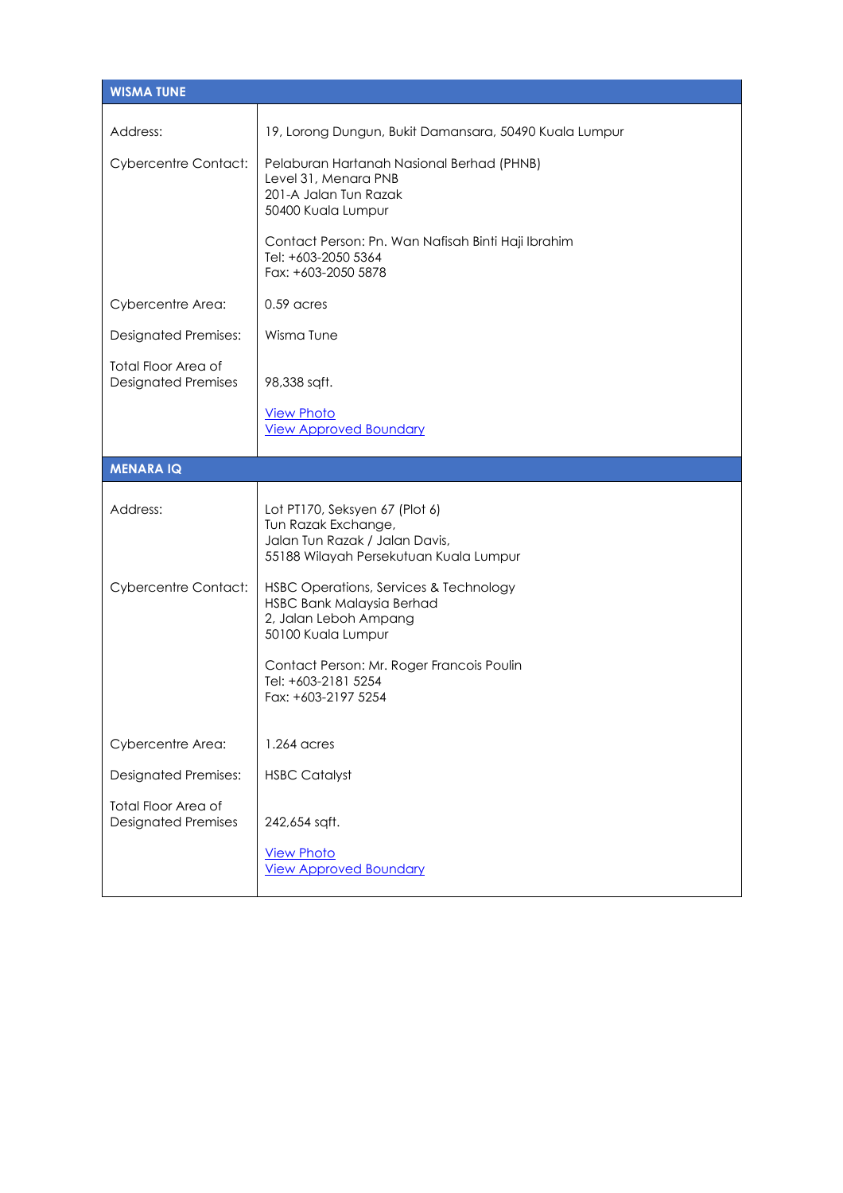| WISMA TUNE | |
|---|---|
| Address: | 19, Lorong Dungun, Bukit Damansara, 50490 Kuala Lumpur |
| Cybercentre Contact: | Pelaburan Hartanah Nasional Berhad (PHNB)<br>Level 31, Menara PNB<br>201-A Jalan Tun Razak<br>50400 Kuala Lumpur<br><br>Contact Person: Pn. Wan Nafisah Binti Haji Ibrahim<br>Tel: +603-2050 5364<br>Fax: +603-2050 5878 |
| Cybercentre Area: | 0.59 acres |
| Designated Premises: | Wisma Tune |
| Total Floor Area of Designated Premises | 98,338 sqft.<br><br>View Photo<br>View Approved Boundary |

| MENARA IQ | |
|---|---|
| Address: | Lot PT170, Seksyen 67 (Plot 6)<br>Tun Razak Exchange,<br>Jalan Tun Razak / Jalan Davis,<br>55188 Wilayah Persekutuan Kuala Lumpur |
| Cybercentre Contact: | HSBC Operations, Services & Technology<br>HSBC Bank Malaysia Berhad<br>2, Jalan Leboh Ampang<br>50100 Kuala Lumpur<br><br>Contact Person: Mr. Roger Francois Poulin<br>Tel: +603-2181 5254<br>Fax: +603-2197 5254 |
| Cybercentre Area: | 1.264 acres |
| Designated Premises: | HSBC Catalyst |
| Total Floor Area of Designated Premises | 242,654 sqft.<br><br>View Photo<br>View Approved Boundary |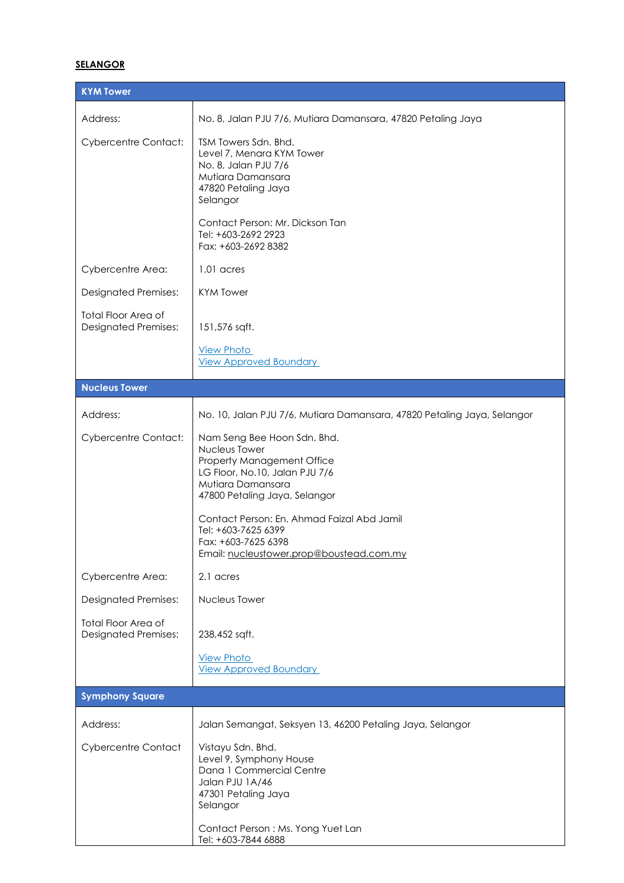## SELANGOR

| KYM Tower | |
|---|---|
| Address: | No. 8, Jalan PJU 7/6, Mutiara Damansara, 47820 Petaling Jaya |
| Cybercentre Contact: | TSM Towers Sdn. Bhd.<br>Level 7, Menara KYM Tower<br>No. 8, Jalan PJU 7/6<br>Mutiara Damansara<br>47820 Petaling Jaya<br>Selangor<br><br>Contact Person: Mr. Dickson Tan<br>Tel: +603-2692 2923<br>Fax: +603-2692 8382 |
| Cybercentre Area: | 1.01 acres |
| Designated Premises: | KYM Tower |
| Total Floor Area of Designated Premises: | 151,576 sqft.<br><br>View Photo<br>View Approved Boundary |

| Nucleus Tower | |
|---|---|
| Address: | No. 10, Jalan PJU 7/6, Mutiara Damansara, 47820 Petaling Jaya, Selangor |
| Cybercentre Contact: | Nam Seng Bee Hoon Sdn. Bhd.<br>Nucleus Tower<br>Property Management Office<br>LG Floor, No.10, Jalan PJU 7/6<br>Mutiara Damansara<br>47800 Petaling Jaya, Selangor<br><br>Contact Person: En. Ahmad Faizal Abd Jamil<br>Tel: +603-7625 6399<br>Fax: +603-7625 6398<br>Email: nucleustower.prop@boustead.com.my |
| Cybercentre Area: | 2.1 acres |
| Designated Premises: | Nucleus Tower |
| Total Floor Area of Designated Premises: | 238,452 sqft.<br><br>View Photo<br>View Approved Boundary |

| Symphony Square | |
|---|---|
| Address: | Jalan Semangat, Seksyen 13, 46200 Petaling Jaya, Selangor |
| Cybercentre Contact | Vistayu Sdn. Bhd.<br>Level 9, Symphony House<br>Dana 1 Commercial Centre<br>Jalan PJU 1A/46<br>47301 Petaling Jaya<br>Selangor<br><br>Contact Person : Ms. Yong Yuet Lan<br>Tel: +603-7844 6888 |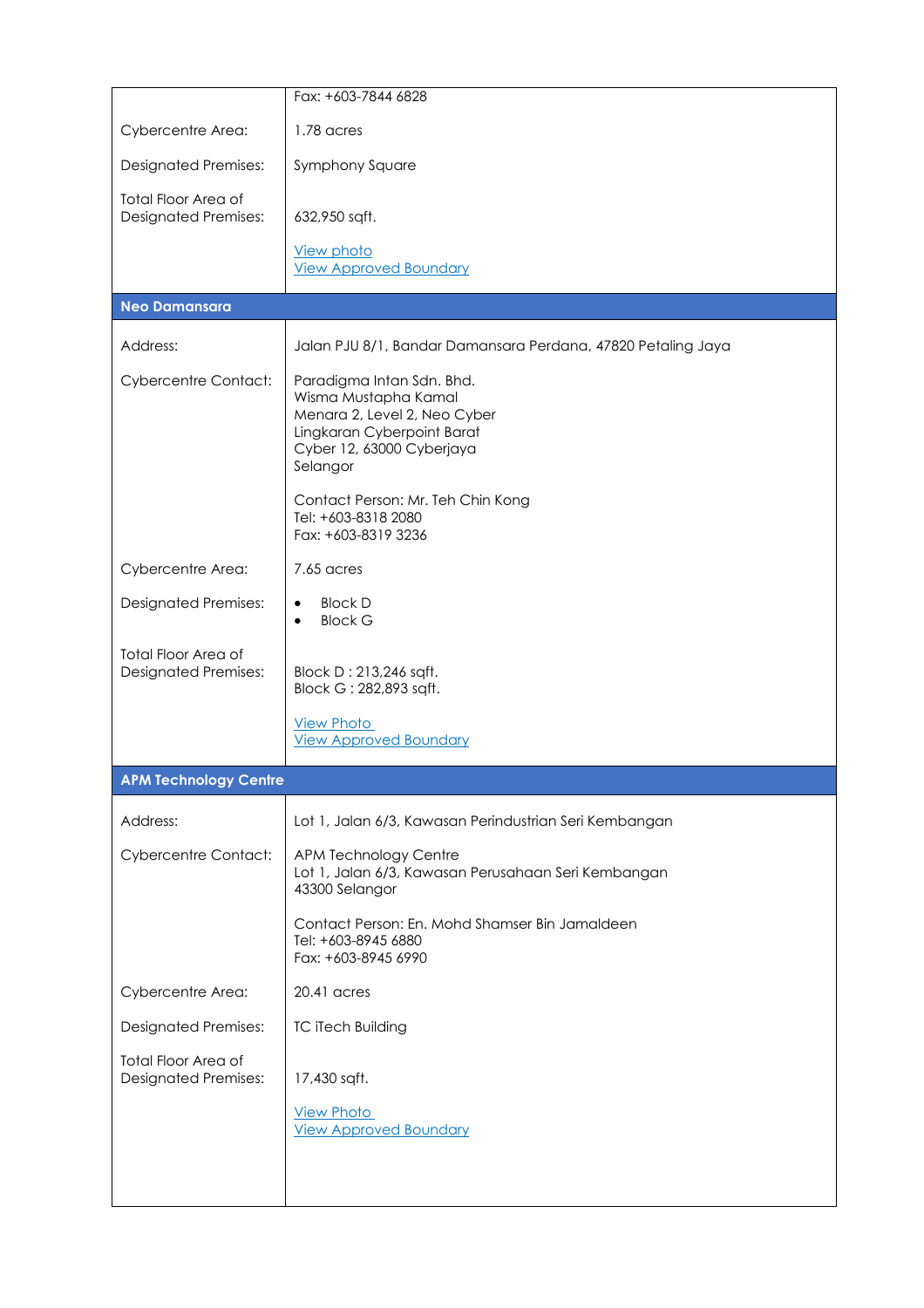| | |
|---|---|
| | Fax: +603-7844 6828 |
| Cybercentre Area: | 1.78 acres |
| Designated Premises: | Symphony Square |
| Total Floor Area of Designated Premises: | 632,950 sqft.<br><br>View photo<br>View Approved Boundary |

| **Neo Damansara** | |
|---|---|
| Address: | Jalan PJU 8/1, Bandar Damansara Perdana, 47820 Petaling Jaya |
| Cybercentre Contact: | Paradigma Intan Sdn. Bhd.<br>Wisma Mustapha Kamal<br>Menara 2, Level 2, Neo Cyber<br>Lingkaran Cyberpoint Barat<br>Cyber 12, 63000 Cyberjaya<br>Selangor<br><br>Contact Person: Mr. Teh Chin Kong<br>Tel: +603-8318 2080<br>Fax: +603-8319 3236 |
| Cybercentre Area: | 7.65 acres |
| Designated Premises: | • Block D<br>• Block G |
| Total Floor Area of Designated Premises: | Block D : 213,246 sqft.<br>Block G : 282,893 sqft.<br><br>View Photo<br>View Approved Boundary |

| **APM Technology Centre** | |
|---|---|
| Address: | Lot 1, Jalan 6/3, Kawasan Perindustrian Seri Kembangan |
| Cybercentre Contact: | APM Technology Centre<br>Lot 1, Jalan 6/3, Kawasan Perusahaan Seri Kembangan<br>43300 Selangor<br><br>Contact Person: En. Mohd Shamser Bin Jamaldeen<br>Tel: +603-8945 6880<br>Fax: +603-8945 6990 |
| Cybercentre Area: | 20.41 acres |
| Designated Premises: | TC iTech Building |
| Total Floor Area of Designated Premises: | 17,430 sqft.<br><br>View Photo<br>View Approved Boundary |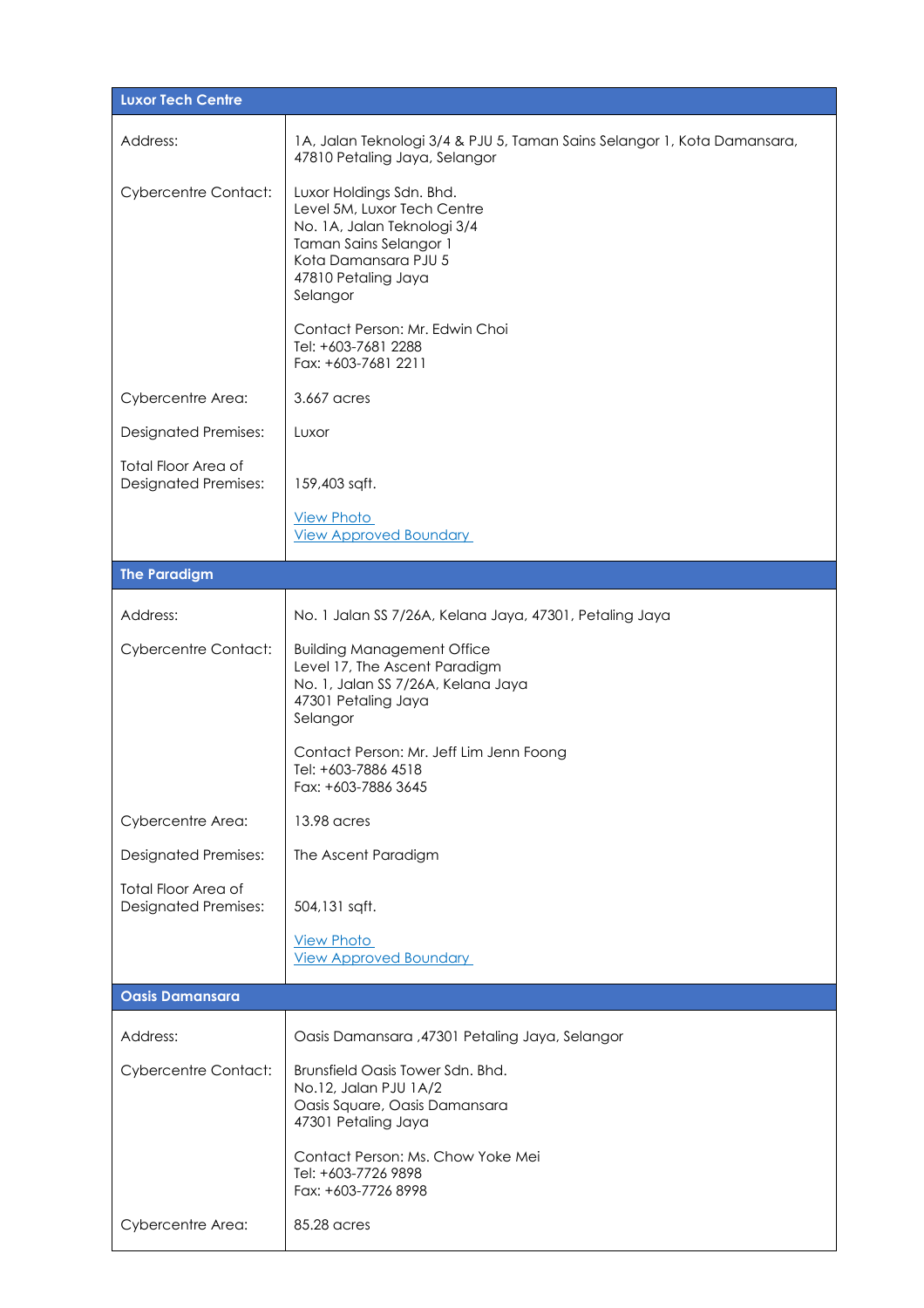| Luxor Tech Centre | |
|---|---|
| Address: | 1A, Jalan Teknologi 3/4 & PJU 5, Taman Sains Selangor 1, Kota Damansara, 47810 Petaling Jaya, Selangor |
| Cybercentre Contact: | Luxor Holdings Sdn. Bhd.<br>Level 5M, Luxor Tech Centre<br>No. 1A, Jalan Teknologi 3/4<br>Taman Sains Selangor 1<br>Kota Damansara PJU 5<br>47810 Petaling Jaya<br>Selangor<br><br>Contact Person: Mr. Edwin Choi<br>Tel: +603-7681 2288<br>Fax: +603-7681 2211 |
| Cybercentre Area: | 3.667 acres |
| Designated Premises: | Luxor |
| Total Floor Area of Designated Premises: | 159,403 sqft.<br><br>View Photo<br>View Approved Boundary |

| The Paradigm | |
|---|---|
| Address: | No. 1 Jalan SS 7/26A, Kelana Jaya, 47301, Petaling Jaya |
| Cybercentre Contact: | Building Management Office<br>Level 17, The Ascent Paradigm<br>No. 1, Jalan SS 7/26A, Kelana Jaya<br>47301 Petaling Jaya<br>Selangor<br><br>Contact Person: Mr. Jeff Lim Jenn Foong<br>Tel: +603-7886 4518<br>Fax: +603-7886 3645 |
| Cybercentre Area: | 13.98 acres |
| Designated Premises: | The Ascent Paradigm |
| Total Floor Area of Designated Premises: | 504,131 sqft.<br><br>View Photo<br>View Approved Boundary |

| Oasis Damansara | |
|---|---|
| Address: | Oasis Damansara ,47301 Petaling Jaya, Selangor |
| Cybercentre Contact: | Brunsfield Oasis Tower Sdn. Bhd.<br>No.12, Jalan PJU 1A/2<br>Oasis Square, Oasis Damansara<br>47301 Petaling Jaya<br><br>Contact Person: Ms. Chow Yoke Mei<br>Tel: +603-7726 9898<br>Fax: +603-7726 8998 |
| Cybercentre Area: | 85.28 acres |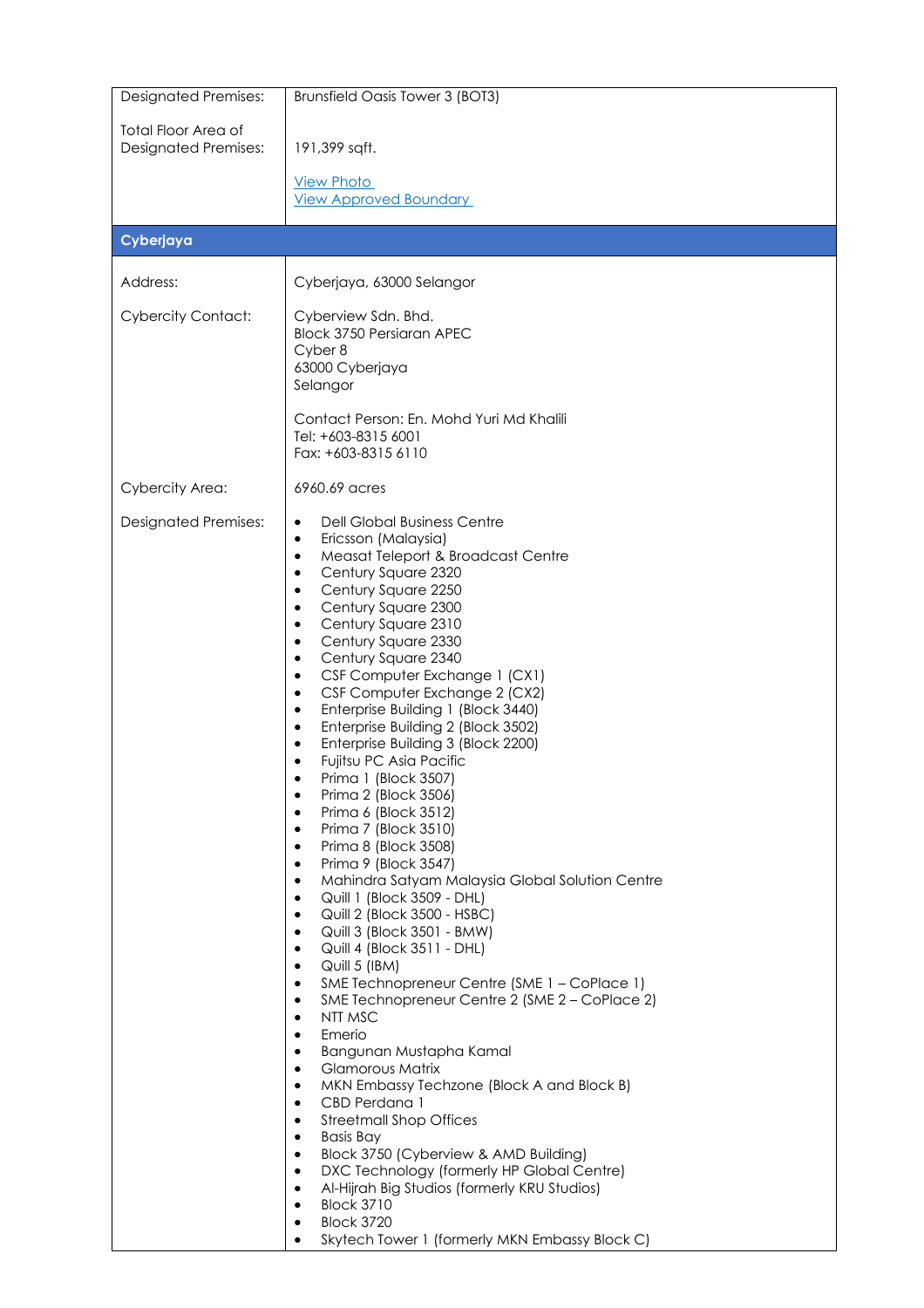| | |
|---|---|
| Designated Premises: | Brunsfield Oasis Tower 3 (BOT3) |
| Total Floor Area of Designated Premises: | 191,399 sqft.<br><br>View Photo<br>View Approved Boundary |
| **Cyberjaya** | |
| Address: | Cyberjaya, 63000 Selangor |
| Cybercity Contact: | Cyberview Sdn. Bhd.<br>Block 3750 Persiaran APEC<br>Cyber 8<br>63000 Cyberjaya<br>Selangor<br><br>Contact Person: En. Mohd Yuri Md Khalili<br>Tel: +603-8315 6001<br>Fax: +603-8315 6110 |
| Cybercity Area: | 6960.69 acres |
| Designated Premises: | • Dell Global Business Centre<br>• Ericsson (Malaysia)<br>• Measat Teleport & Broadcast Centre<br>• Century Square 2320<br>• Century Square 2250<br>• Century Square 2300<br>• Century Square 2310<br>• Century Square 2330<br>• Century Square 2340<br>• CSF Computer Exchange 1 (CX1)<br>• CSF Computer Exchange 2 (CX2)<br>• Enterprise Building 1 (Block 3440)<br>• Enterprise Building 2 (Block 3502)<br>• Enterprise Building 3 (Block 2200)<br>• Fujitsu PC Asia Pacific<br>• Prima 1 (Block 3507)<br>• Prima 2 (Block 3506)<br>• Prima 6 (Block 3512)<br>• Prima 7 (Block 3510)<br>• Prima 8 (Block 3508)<br>• Prima 9 (Block 3547)<br>• Mahindra Satyam Malaysia Global Solution Centre<br>• Quill 1 (Block 3509 - DHL)<br>• Quill 2 (Block 3500 - HSBC)<br>• Quill 3 (Block 3501 - BMW)<br>• Quill 4 (Block 3511 - DHL)<br>• Quill 5 (IBM)<br>• SME Technopreneur Centre (SME 1 – CoPlace 1)<br>• SME Technopreneur Centre 2 (SME 2 – CoPlace 2)<br>• NTT MSC<br>• Emerio<br>• Bangunan Mustapha Kamal<br>• Glamorous Matrix<br>• MKN Embassy Techzone (Block A and Block B)<br>• CBD Perdana 1<br>• Streetmall Shop Offices<br>• Basis Bay<br>• Block 3750 (Cyberview & AMD Building)<br>• DXC Technology (formerly HP Global Centre)<br>• Al-Hijrah Big Studios (formerly KRU Studios)<br>• Block 3710<br>• Block 3720<br>• Skytech Tower 1 (formerly MKN Embassy Block C) |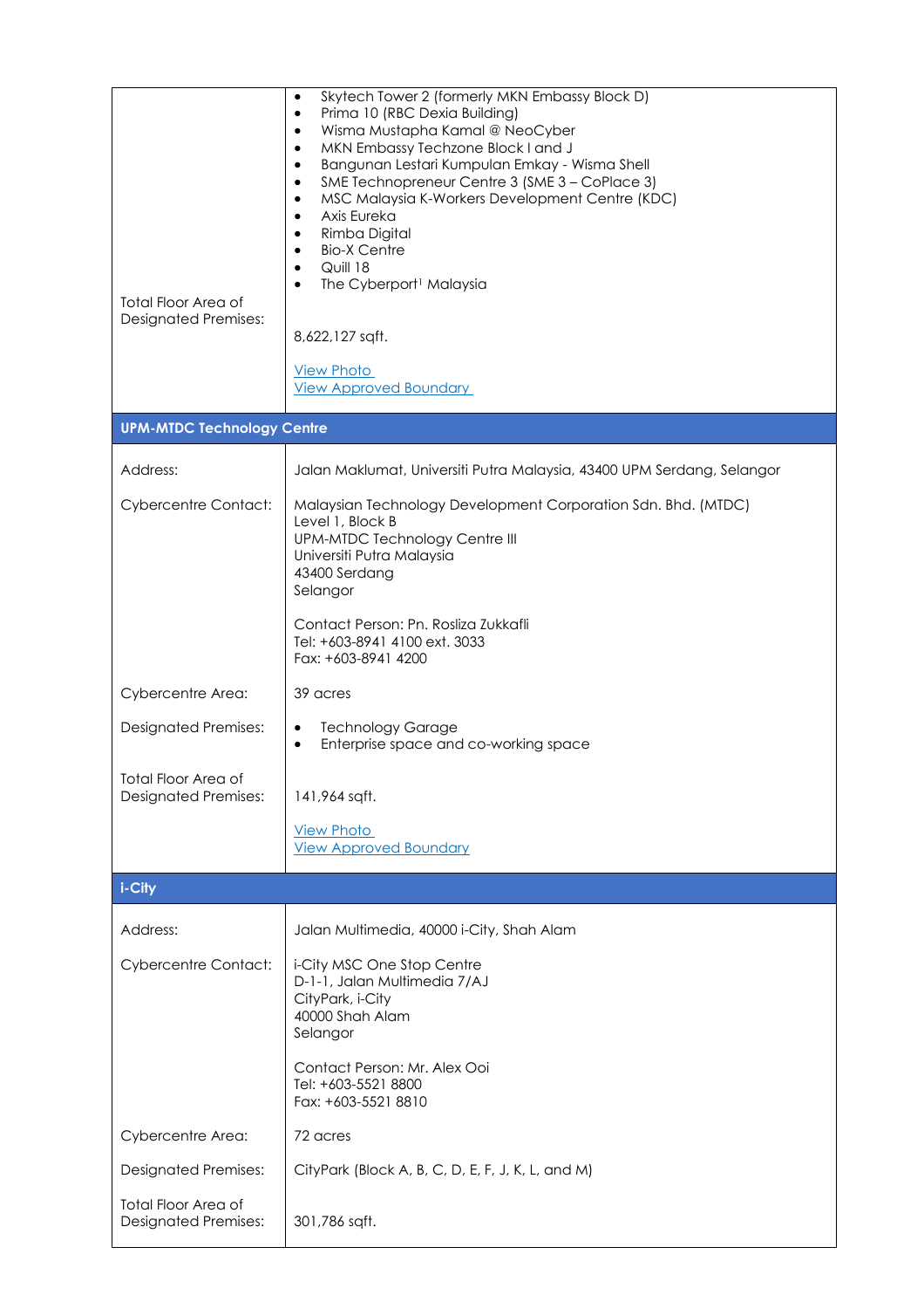| | |
|---|---|
| | • Skytech Tower 2 (formerly MKN Embassy Block D)<br>• Prima 10 (RBC Dexia Building)<br>• Wisma Mustapha Kamal @ NeoCyber<br>• MKN Embassy Techzone Block I and J<br>• Bangunan Lestari Kumpulan Emkay - Wisma Shell<br>• SME Technopreneur Centre 3 (SME 3 – CoPlace 3)<br>• MSC Malaysia K-Workers Development Centre (KDC)<br>• Axis Eureka<br>• Rimba Digital<br>• Bio-X Centre<br>• Quill 18<br>• The Cyberport[1] Malaysia |
| Total Floor Area of Designated Premises: | 8,622,127 sqft.<br><br>View Photo<br>View Approved Boundary |
| **UPM-MTDC Technology Centre** | |
| Address: | Jalan Maklumat, Universiti Putra Malaysia, 43400 UPM Serdang, Selangor |
| Cybercentre Contact: | Malaysian Technology Development Corporation Sdn. Bhd. (MTDC)<br>Level 1, Block B<br>UPM-MTDC Technology Centre III<br>Universiti Putra Malaysia<br>43400 Serdang<br>Selangor<br><br>Contact Person: Pn. Rosliza Zukkafli<br>Tel: +603-8941 4100 ext. 3033<br>Fax: +603-8941 4200 |
| Cybercentre Area: | 39 acres |
| Designated Premises: | • Technology Garage<br>• Enterprise space and co-working space |
| Total Floor Area of Designated Premises: | 141,964 sqft.<br><br>View Photo<br>View Approved Boundary |
| **i-City** | |
| Address: | Jalan Multimedia, 40000 i-City, Shah Alam |
| Cybercentre Contact: | i-City MSC One Stop Centre<br>D-1-1, Jalan Multimedia 7/AJ<br>CityPark, i-City<br>40000 Shah Alam<br>Selangor<br><br>Contact Person: Mr. Alex Ooi<br>Tel: +603-5521 8800<br>Fax: +603-5521 8810 |
| Cybercentre Area: | 72 acres |
| Designated Premises: | CityPark (Block A, B, C, D, E, F, J, K, L, and M) |
| Total Floor Area of Designated Premises: | 301,786 sqft. |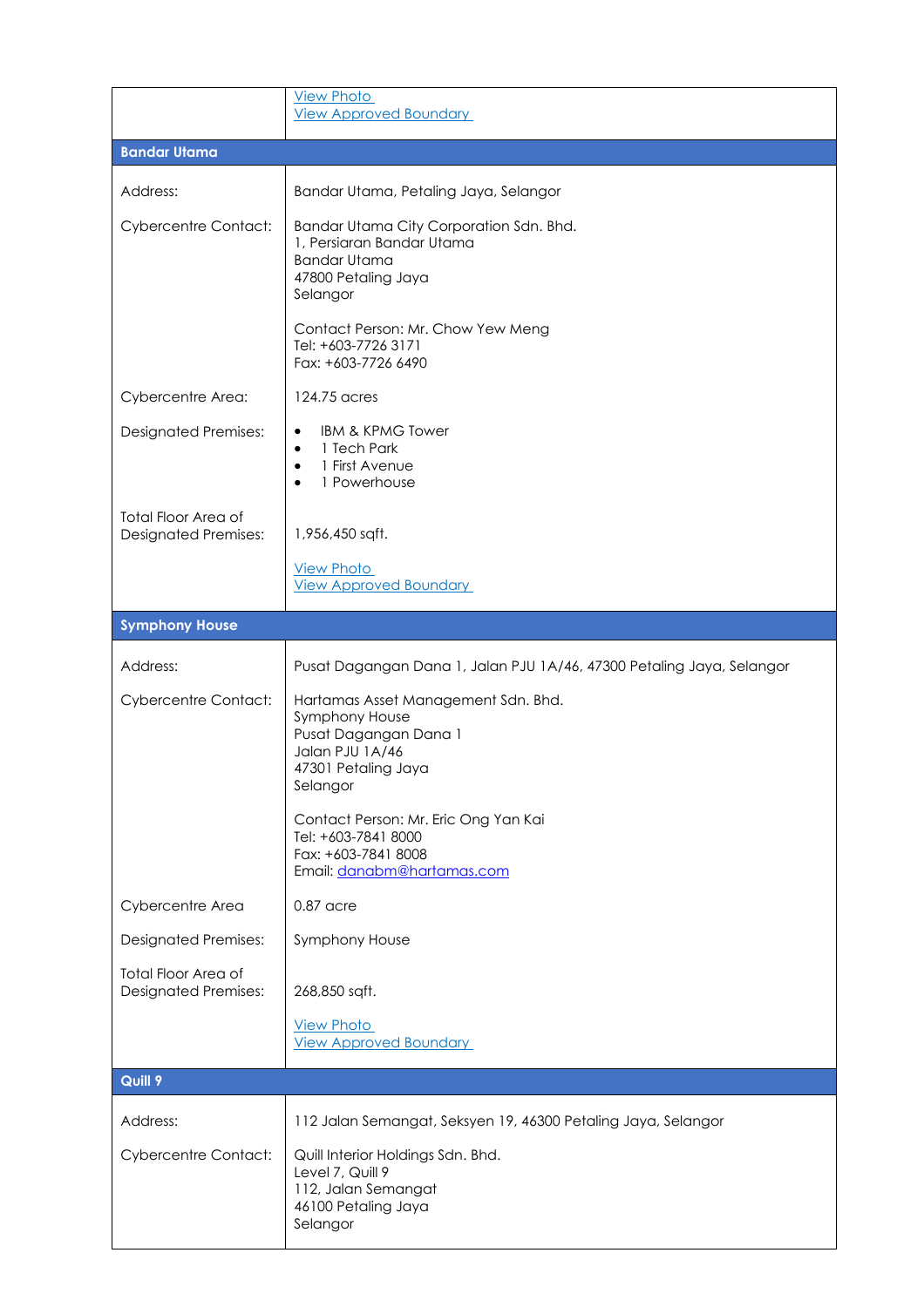| | |
|---|---|
| | View Photo<br>View Approved Boundary |
| **Bandar Utama** | |
| Address: | Bandar Utama, Petaling Jaya, Selangor |
| Cybercentre Contact: | Bandar Utama City Corporation Sdn. Bhd.<br>1, Persiaran Bandar Utama<br>Bandar Utama<br>47800 Petaling Jaya<br>Selangor<br><br>Contact Person: Mr. Chow Yew Meng<br>Tel: +603-7726 3171<br>Fax: +603-7726 6490 |
| Cybercentre Area: | 124.75 acres |
| Designated Premises: | • IBM & KPMG Tower<br>• 1 Tech Park<br>• 1 First Avenue<br>• 1 Powerhouse |
| Total Floor Area of Designated Premises: | 1,956,450 sqft.<br><br>View Photo<br>View Approved Boundary |
| **Symphony House** | |
| Address: | Pusat Dagangan Dana 1, Jalan PJU 1A/46, 47300 Petaling Jaya, Selangor |
| Cybercentre Contact: | Hartamas Asset Management Sdn. Bhd.<br>Symphony House<br>Pusat Dagangan Dana 1<br>Jalan PJU 1A/46<br>47301 Petaling Jaya<br>Selangor<br><br>Contact Person: Mr. Eric Ong Yan Kai<br>Tel: +603-7841 8000<br>Fax: +603-7841 8008<br>Email: danabm@hartamas.com |
| Cybercentre Area | 0.87 acre |
| Designated Premises: | Symphony House |
| Total Floor Area of Designated Premises: | 268,850 sqft.<br><br>View Photo<br>View Approved Boundary |
| **Quill 9** | |
| Address: | 112 Jalan Semangat, Seksyen 19, 46300 Petaling Jaya, Selangor |
| Cybercentre Contact: | Quill Interior Holdings Sdn. Bhd.<br>Level 7, Quill 9<br>112, Jalan Semangat<br>46100 Petaling Jaya<br>Selangor |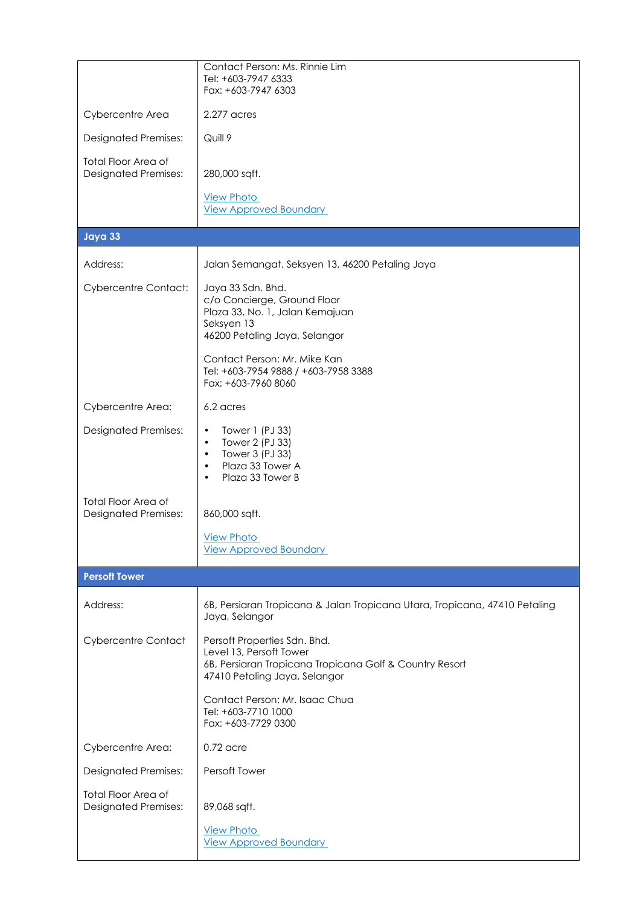| | |
|---|---|
| | Contact Person: Ms. Rinnie Lim<br>Tel: +603-7947 6333<br>Fax: +603-7947 6303 |
| Cybercentre Area | 2.277 acres |
| Designated Premises: | Quill 9 |
| Total Floor Area of Designated Premises: | 280,000 sqft.<br><br>View Photo<br>View Approved Boundary |
| **Jaya 33** | |
| Address: | Jalan Semangat, Seksyen 13, 46200 Petaling Jaya |
| Cybercentre Contact: | Jaya 33 Sdn. Bhd.<br>c/o Concierge, Ground Floor<br>Plaza 33, No. 1, Jalan Kemajuan<br>Seksyen 13<br>46200 Petaling Jaya, Selangor<br><br>Contact Person: Mr. Mike Kan<br>Tel: +603-7954 9888 / +603-7958 3388<br>Fax: +603-7960 8060 |
| Cybercentre Area: | 6.2 acres |
| Designated Premises: | • Tower 1 (PJ 33)<br>• Tower 2 (PJ 33)<br>• Tower 3 (PJ 33)<br>• Plaza 33 Tower A<br>• Plaza 33 Tower B |
| Total Floor Area of Designated Premises: | 860,000 sqft.<br><br>View Photo<br>View Approved Boundary |
| **Persoft Tower** | |
| Address: | 6B, Persiaran Tropicana & Jalan Tropicana Utara, Tropicana, 47410 Petaling Jaya, Selangor |
| Cybercentre Contact | Persoft Properties Sdn. Bhd.<br>Level 13, Persoft Tower<br>6B, Persiaran Tropicana Tropicana Golf & Country Resort<br>47410 Petaling Jaya, Selangor<br><br>Contact Person: Mr. Isaac Chua<br>Tel: +603-7710 1000<br>Fax: +603-7729 0300 |
| Cybercentre Area: | 0.72 acre |
| Designated Premises: | Persoft Tower |
| Total Floor Area of Designated Premises: | 89,068 sqft.<br><br>View Photo<br>View Approved Boundary |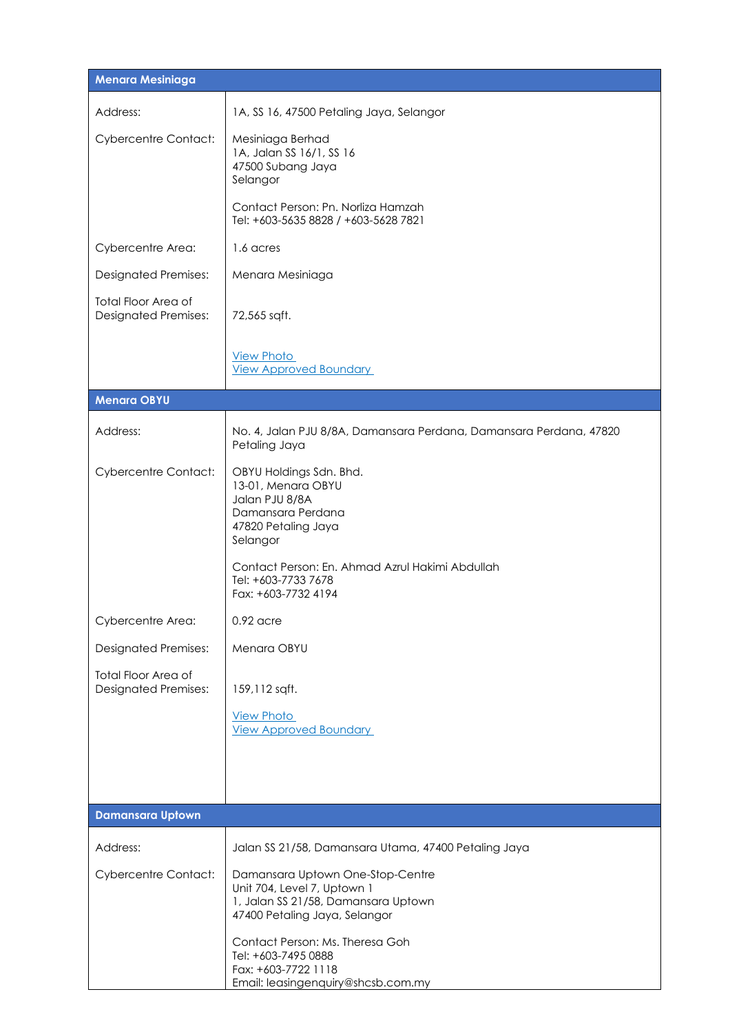| **Menara Mesiniaga** | |
|---|---|
| Address: | 1A, SS 16, 47500 Petaling Jaya, Selangor |
| Cybercentre Contact: | Mesiniaga Berhad<br>1A, Jalan SS 16/1, SS 16<br>47500 Subang Jaya<br>Selangor<br><br>Contact Person: Pn. Norliza Hamzah<br>Tel: +603-5635 8828 / +603-5628 7821 |
| Cybercentre Area: | 1.6 acres |
| Designated Premises: | Menara Mesiniaga |
| Total Floor Area of Designated Premises: | 72,565 sqft. |
| | View Photo<br>View Approved Boundary |

| **Menara OBYU** | |
|---|---|
| Address: | No. 4, Jalan PJU 8/8A, Damansara Perdana, Damansara Perdana, 47820 Petaling Jaya |
| Cybercentre Contact: | OBYU Holdings Sdn. Bhd.<br>13-01, Menara OBYU<br>Jalan PJU 8/8A<br>Damansara Perdana<br>47820 Petaling Jaya<br>Selangor<br><br>Contact Person: En. Ahmad Azrul Hakimi Abdullah<br>Tel: +603-7733 7678<br>Fax: +603-7732 4194 |
| Cybercentre Area: | 0.92 acre |
| Designated Premises: | Menara OBYU |
| Total Floor Area of Designated Premises: | 159,112 sqft. |
| | View Photo<br>View Approved Boundary |

| **Damansara Uptown** | |
|---|---|
| Address: | Jalan SS 21/58, Damansara Utama, 47400 Petaling Jaya |
| Cybercentre Contact: | Damansara Uptown One-Stop-Centre<br>Unit 704, Level 7, Uptown 1<br>1, Jalan SS 21/58, Damansara Uptown<br>47400 Petaling Jaya, Selangor<br><br>Contact Person: Ms. Theresa Goh<br>Tel: +603-7495 0888<br>Fax: +603-7722 1118<br>Email: leasingenquiry@shcsb.com.my |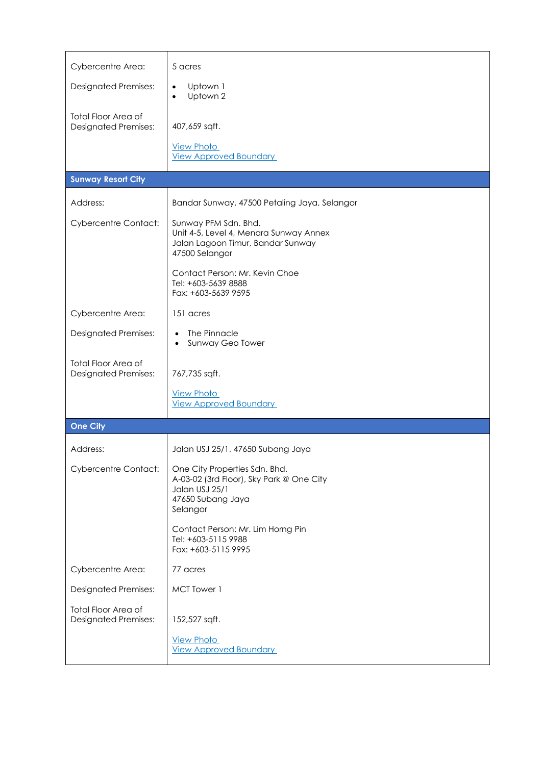| | |
|---|---|
| Cybercentre Area: | 5 acres |
| Designated Premises: | • Uptown 1<br>• Uptown 2 |
| Total Floor Area of Designated Premises: | 407,659 sqft. |
| | View Photo<br>View Approved Boundary |
| **Sunway Resort City** | |
| Address: | Bandar Sunway, 47500 Petaling Jaya, Selangor |
| Cybercentre Contact: | Sunway PFM Sdn. Bhd.<br>Unit 4-5, Level 4, Menara Sunway Annex<br>Jalan Lagoon Timur, Bandar Sunway<br>47500 Selangor<br><br>Contact Person: Mr. Kevin Choe<br>Tel: +603-5639 8888<br>Fax: +603-5639 9595 |
| Cybercentre Area: | 151 acres |
| Designated Premises: | • The Pinnacle<br>• Sunway Geo Tower |
| Total Floor Area of Designated Premises: | 767,735 sqft. |
| | View Photo<br>View Approved Boundary |
| **One City** | |
| Address: | Jalan USJ 25/1, 47650 Subang Jaya |
| Cybercentre Contact: | One City Properties Sdn. Bhd.<br>A-03-02 (3rd Floor), Sky Park @ One City<br>Jalan USJ 25/1<br>47650 Subang Jaya<br>Selangor<br><br>Contact Person: Mr. Lim Horng Pin<br>Tel: +603-5115 9988<br>Fax: +603-5115 9995 |
| Cybercentre Area: | 77 acres |
| Designated Premises: | MCT Tower 1 |
| Total Floor Area of Designated Premises: | 152,527 sqft. |
| | View Photo<br>View Approved Boundary |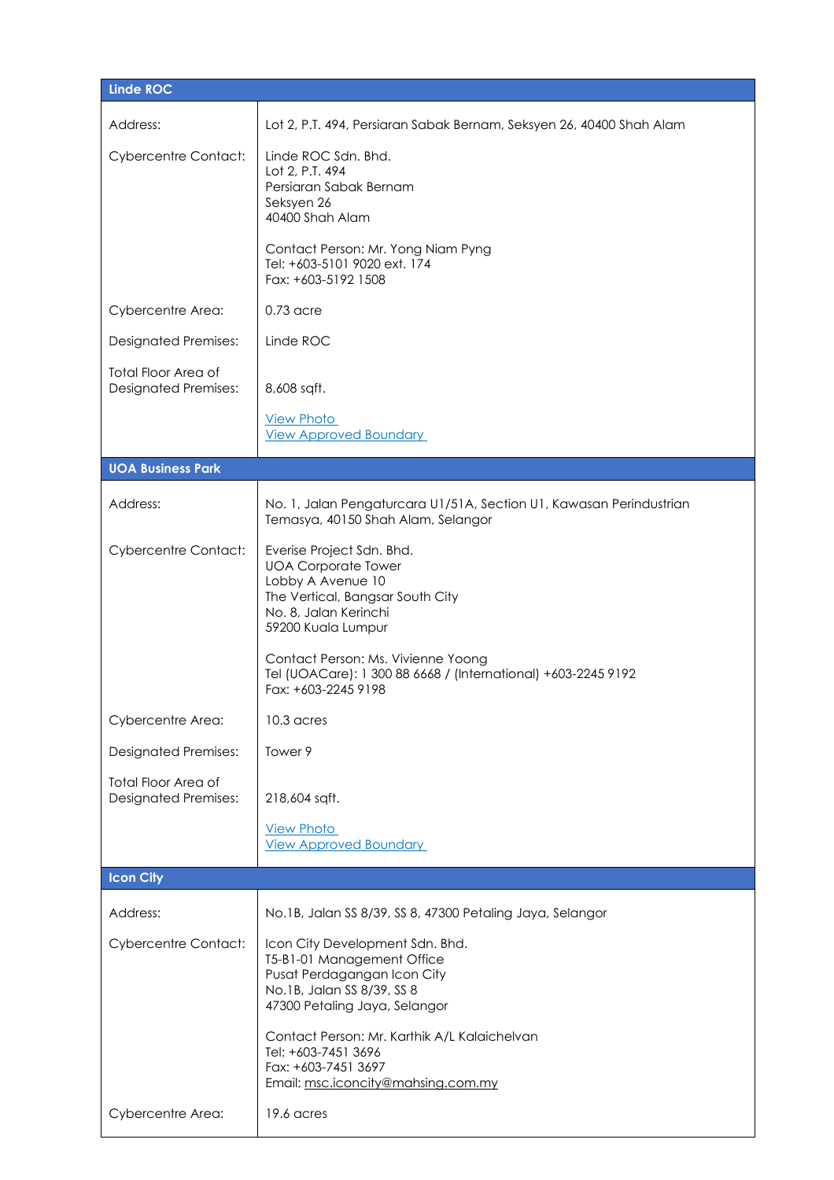| Linde ROC | |
|---|---|
| Address: | Lot 2, P.T. 494, Persiaran Sabak Bernam, Seksyen 26, 40400 Shah Alam |
| Cybercentre Contact: | Linde ROC Sdn. Bhd.<br>Lot 2, P.T. 494<br>Persiaran Sabak Bernam<br>Seksyen 26<br>40400 Shah Alam<br><br>Contact Person: Mr. Yong Niam Pyng<br>Tel: +603-5101 9020 ext. 174<br>Fax: +603-5192 1508 |
| Cybercentre Area: | 0.73 acre |
| Designated Premises: | Linde ROC |
| Total Floor Area of Designated Premises: | 8,608 sqft.<br><br>View Photo<br>View Approved Boundary |

| UOA Business Park | |
|---|---|
| Address: | No. 1, Jalan Pengaturcara U1/51A, Section U1, Kawasan Perindustrian Temasya, 40150 Shah Alam, Selangor |
| Cybercentre Contact: | Everise Project Sdn. Bhd.<br>UOA Corporate Tower<br>Lobby A Avenue 10<br>The Vertical, Bangsar South City<br>No. 8, Jalan Kerinchi<br>59200 Kuala Lumpur<br><br>Contact Person: Ms. Vivienne Yoong<br>Tel (UOACare): 1 300 88 6668 / (International) +603-2245 9192<br>Fax: +603-2245 9198 |
| Cybercentre Area: | 10.3 acres |
| Designated Premises: | Tower 9 |
| Total Floor Area of Designated Premises: | 218,604 sqft.<br><br>View Photo<br>View Approved Boundary |

| Icon City | |
|---|---|
| Address: | No.1B, Jalan SS 8/39, SS 8, 47300 Petaling Jaya, Selangor |
| Cybercentre Contact: | Icon City Development Sdn. Bhd.<br>T5-B1-01 Management Office<br>Pusat Perdagangan Icon City<br>No.1B, Jalan SS 8/39, SS 8<br>47300 Petaling Jaya, Selangor<br><br>Contact Person: Mr. Karthik A/L Kalaichelvan<br>Tel: +603-7451 3696<br>Fax: +603-7451 3697<br>Email: msc.iconcity@mahsing.com.my |
| Cybercentre Area: | 19.6 acres |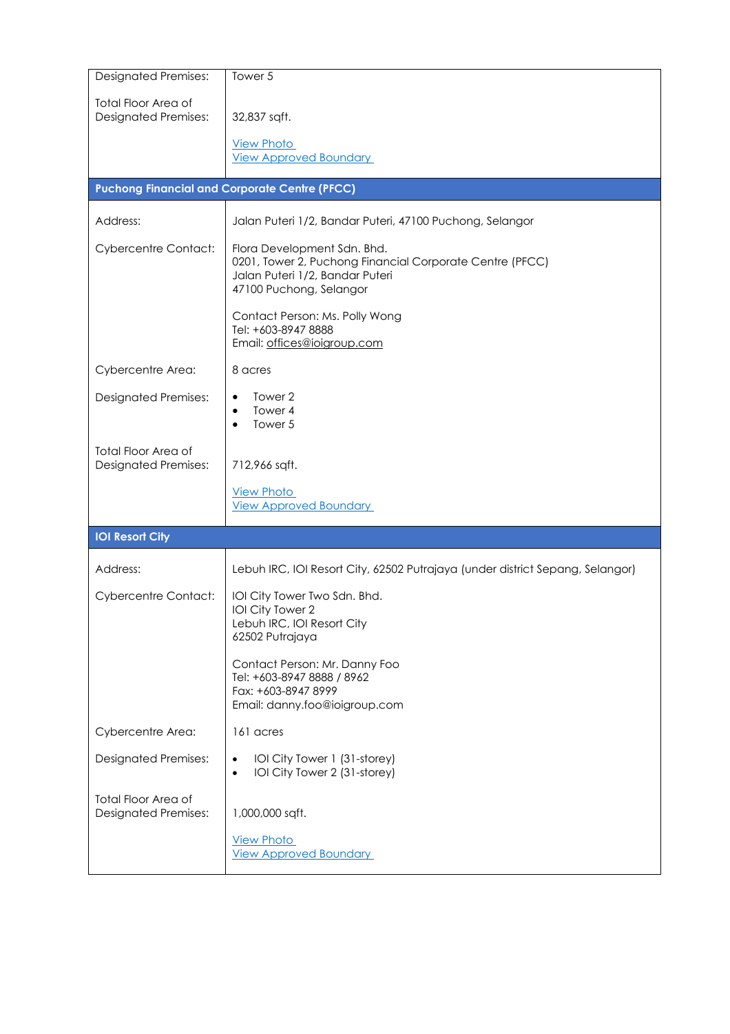| | |
|---|---|
| Designated Premises: | Tower 5 |
| Total Floor Area of Designated Premises: | 32,837 sqft.<br><br>View Photo<br>View Approved Boundary |
| **Puchong Financial and Corporate Centre (PFCC)** | |
| Address: | Jalan Puteri 1/2, Bandar Puteri, 47100 Puchong, Selangor |
| Cybercentre Contact: | Flora Development Sdn. Bhd.<br>0201, Tower 2, Puchong Financial Corporate Centre (PFCC)<br>Jalan Puteri 1/2, Bandar Puteri<br>47100 Puchong, Selangor<br><br>Contact Person: Ms. Polly Wong<br>Tel: +603-8947 8888<br>Email: offices@ioigroup.com |
| Cybercentre Area: | 8 acres |
| Designated Premises: | • Tower 2<br>• Tower 4<br>• Tower 5 |
| Total Floor Area of Designated Premises: | 712,966 sqft.<br><br>View Photo<br>View Approved Boundary |
| **IOI Resort City** | |
| Address: | Lebuh IRC, IOI Resort City, 62502 Putrajaya (under district Sepang, Selangor) |
| Cybercentre Contact: | IOI City Tower Two Sdn. Bhd.<br>IOI City Tower 2<br>Lebuh IRC, IOI Resort City<br>62502 Putrajaya<br><br>Contact Person: Mr. Danny Foo<br>Tel: +603-8947 8888 / 8962<br>Fax: +603-8947 8999<br>Email: danny.foo@ioigroup.com |
| Cybercentre Area: | 161 acres |
| Designated Premises: | • IOI City Tower 1 (31-storey)<br>• IOI City Tower 2 (31-storey) |
| Total Floor Area of Designated Premises: | 1,000,000 sqft.<br><br>View Photo<br>View Approved Boundary |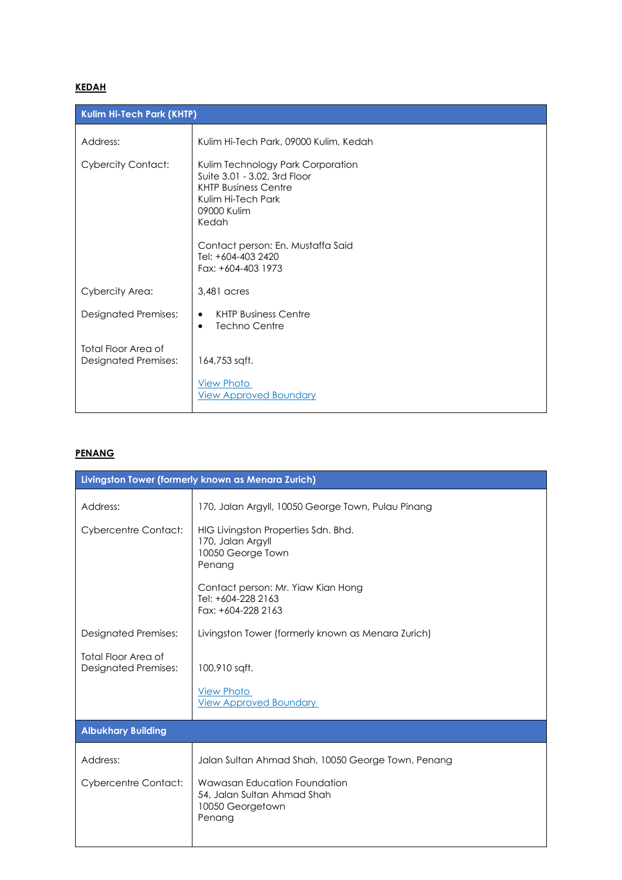**KEDAH**

| Kulim Hi-Tech Park (KHTP) | |
|---|---|
| Address: | Kulim Hi-Tech Park, 09000 Kulim, Kedah |
| Cybercity Contact: | Kulim Technology Park Corporation<br>Suite 3.01 - 3.02, 3rd Floor<br>KHTP Business Centre<br>Kulim Hi-Tech Park<br>09000 Kulim<br>Kedah<br><br>Contact person: En. Mustaffa Said<br>Tel: +604-403 2420<br>Fax: +604-403 1973 |
| Cybercity Area: | 3,481 acres |
| Designated Premises: | • KHTP Business Centre<br>• Techno Centre |
| Total Floor Area of Designated Premises: | 164,753 sqft.<br><br>View Photo<br>View Approved Boundary |

**PENANG**

| Livingston Tower (formerly known as Menara Zurich) | |
|---|---|
| Address: | 170, Jalan Argyll, 10050 George Town, Pulau Pinang |
| Cybercentre Contact: | HIG Livingston Properties Sdn. Bhd.<br>170, Jalan Argyll<br>10050 George Town<br>Penang<br><br>Contact person: Mr. Yiaw Kian Hong<br>Tel: +604-228 2163<br>Fax: +604-228 2163 |
| Designated Premises: | Livingston Tower (formerly known as Menara Zurich) |
| Total Floor Area of Designated Premises: | 100,910 sqft.<br><br>View Photo<br>View Approved Boundary |
| **Albukhary Building** | |
| Address: | Jalan Sultan Ahmad Shah, 10050 George Town, Penang |
| Cybercentre Contact: | Wawasan Education Foundation<br>54, Jalan Sultan Ahmad Shah<br>10050 Georgetown<br>Penang |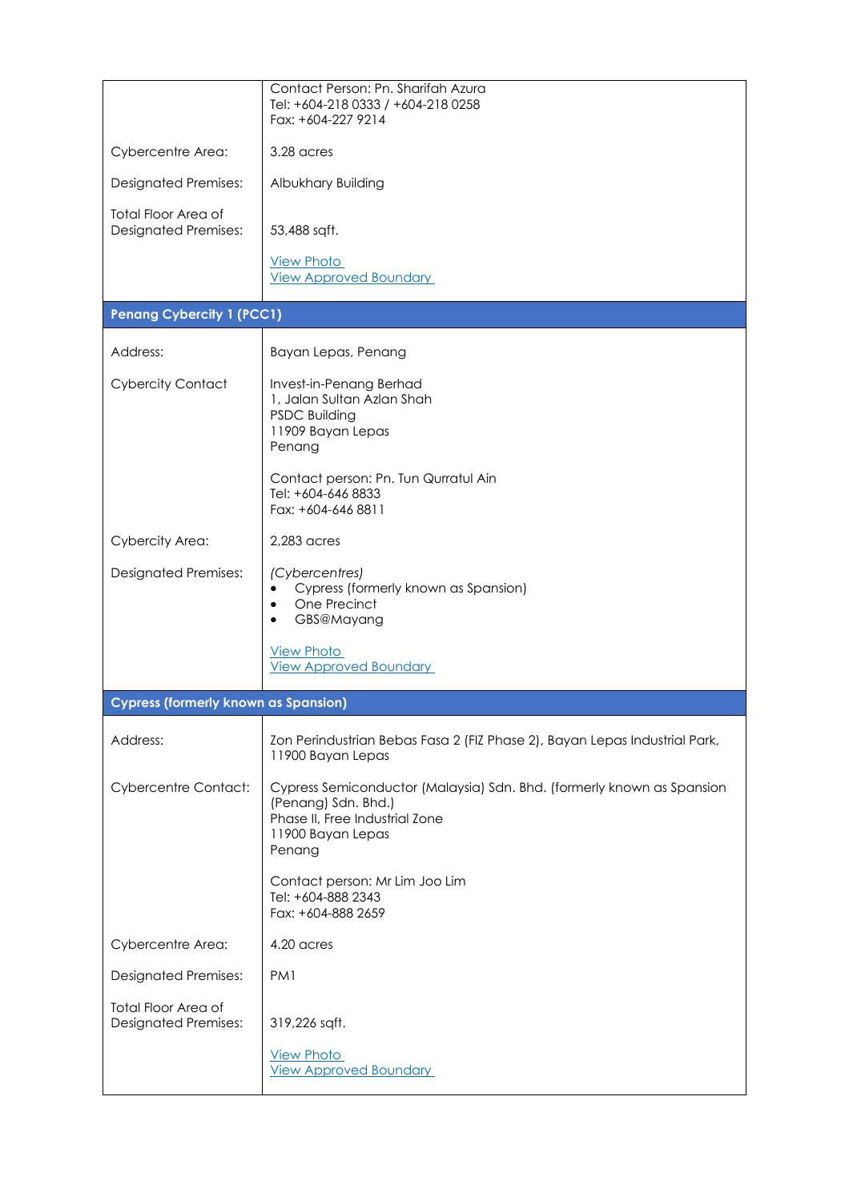| | |
|---|---|
| | Contact Person: Pn. Sharifah Azura<br>Tel: +604-218 0333 / +604-218 0258<br>Fax: +604-227 9214 |
| Cybercentre Area: | 3.28 acres |
| Designated Premises: | Albukhary Building |
| Total Floor Area of Designated Premises: | 53,488 sqft. |
| | View Photo<br>View Approved Boundary |

| **Penang Cybercity 1 (PCC1)** | |
|---|---|
| Address: | Bayan Lepas, Penang |
| Cybercity Contact | Invest-in-Penang Berhad<br>1, Jalan Sultan Azlan Shah<br>PSDC Building<br>11909 Bayan Lepas<br>Penang<br><br>Contact person: Pn. Tun Qurratul Ain<br>Tel: +604-646 8833<br>Fax: +604-646 8811 |
| Cybercity Area: | 2,283 acres |
| Designated Premises: | *(Cybercentres)*<br>• Cypress (formerly known as Spansion)<br>• One Precinct<br>• GBS@Mayang<br><br>View Photo<br>View Approved Boundary |

| **Cypress (formerly known as Spansion)** | |
|---|---|
| Address: | Zon Perindustrian Bebas Fasa 2 (FIZ Phase 2), Bayan Lepas Industrial Park, 11900 Bayan Lepas |
| Cybercentre Contact: | Cypress Semiconductor (Malaysia) Sdn. Bhd. (formerly known as Spansion (Penang) Sdn. Bhd.)<br>Phase II, Free Industrial Zone<br>11900 Bayan Lepas<br>Penang<br><br>Contact person: Mr Lim Joo Lim<br>Tel: +604-888 2343<br>Fax: +604-888 2659 |
| Cybercentre Area: | 4.20 acres |
| Designated Premises: | PM1 |
| Total Floor Area of Designated Premises: | 319,226 sqft. |
| | View Photo<br>View Approved Boundary |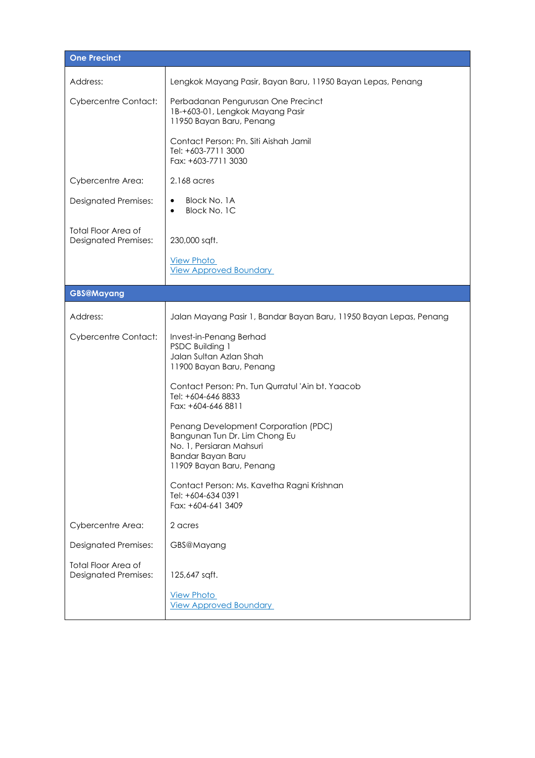| One Precinct | |
|---|---|
| Address: | Lengkok Mayang Pasir, Bayan Baru, 11950 Bayan Lepas, Penang |
| Cybercentre Contact: | Perbadanan Pengurusan One Precinct<br>1B-+603-01, Lengkok Mayang Pasir<br>11950 Bayan Baru, Penang<br><br>Contact Person: Pn. Siti Aishah Jamil<br>Tel: +603-7711 3000<br>Fax: +603-7711 3030 |
| Cybercentre Area: | 2.168 acres |
| Designated Premises: | • Block No. 1A<br>• Block No. 1C |
| Total Floor Area of Designated Premises: | 230,000 sqft.<br><br>View Photo<br>View Approved Boundary |

| GBS@Mayang | |
|---|---|
| Address: | Jalan Mayang Pasir 1, Bandar Bayan Baru, 11950 Bayan Lepas, Penang |
| Cybercentre Contact: | Invest-in-Penang Berhad<br>PSDC Building 1<br>Jalan Sultan Azlan Shah<br>11900 Bayan Baru, Penang<br><br>Contact Person: Pn. Tun Qurratul 'Ain bt. Yaacob<br>Tel: +604-646 8833<br>Fax: +604-646 8811<br><br>Penang Development Corporation (PDC)<br>Bangunan Tun Dr. Lim Chong Eu<br>No. 1, Persiaran Mahsuri<br>Bandar Bayan Baru<br>11909 Bayan Baru, Penang<br><br>Contact Person: Ms. Kavetha Ragni Krishnan<br>Tel: +604-634 0391<br>Fax: +604-641 3409 |
| Cybercentre Area: | 2 acres |
| Designated Premises: | GBS@Mayang |
| Total Floor Area of Designated Premises: | 125,647 sqft.<br><br>View Photo<br>View Approved Boundary |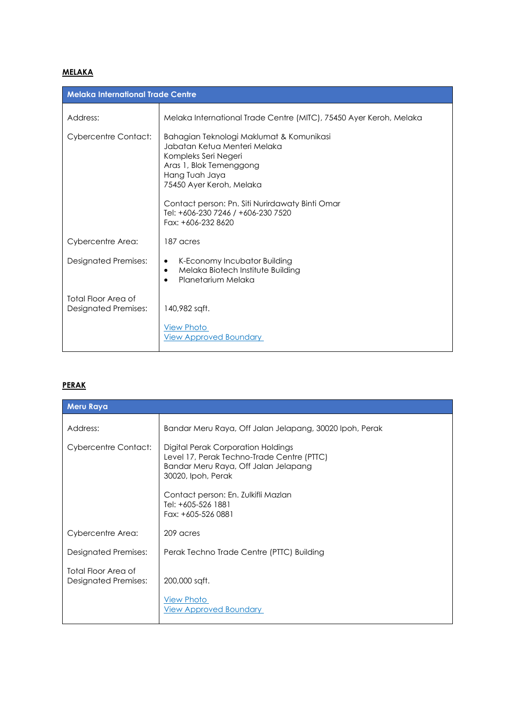**MELAKA**

| Melaka International Trade Centre | |
|---|---|
| Address: | Melaka International Trade Centre (MITC), 75450 Ayer Keroh, Melaka |
| Cybercentre Contact: | Bahagian Teknologi Maklumat & Komunikasi<br>Jabatan Ketua Menteri Melaka<br>Kompleks Seri Negeri<br>Aras 1, Blok Temenggong<br>Hang Tuah Jaya<br>75450 Ayer Keroh, Melaka<br><br>Contact person: Pn. Siti Nurirdawaty Binti Omar<br>Tel: +606-230 7246 / +606-230 7520<br>Fax: +606-232 8620 |
| Cybercentre Area: | 187 acres |
| Designated Premises: | • K-Economy Incubator Building<br>• Melaka Biotech Institute Building<br>• Planetarium Melaka |
| Total Floor Area of Designated Premises: | 140,982 sqft.<br><br>View Photo<br>View Approved Boundary |

**PERAK**

| Meru Raya | |
|---|---|
| Address: | Bandar Meru Raya, Off Jalan Jelapang, 30020 Ipoh, Perak |
| Cybercentre Contact: | Digital Perak Corporation Holdings<br>Level 17, Perak Techno-Trade Centre (PTTC)<br>Bandar Meru Raya, Off Jalan Jelapang<br>30020, Ipoh, Perak<br><br>Contact person: En. Zulkifli Mazlan<br>Tel: +605-526 1881<br>Fax: +605-526 0881 |
| Cybercentre Area: | 209 acres |
| Designated Premises: | Perak Techno Trade Centre (PTTC) Building |
| Total Floor Area of Designated Premises: | 200,000 sqft.<br><br>View Photo<br>View Approved Boundary |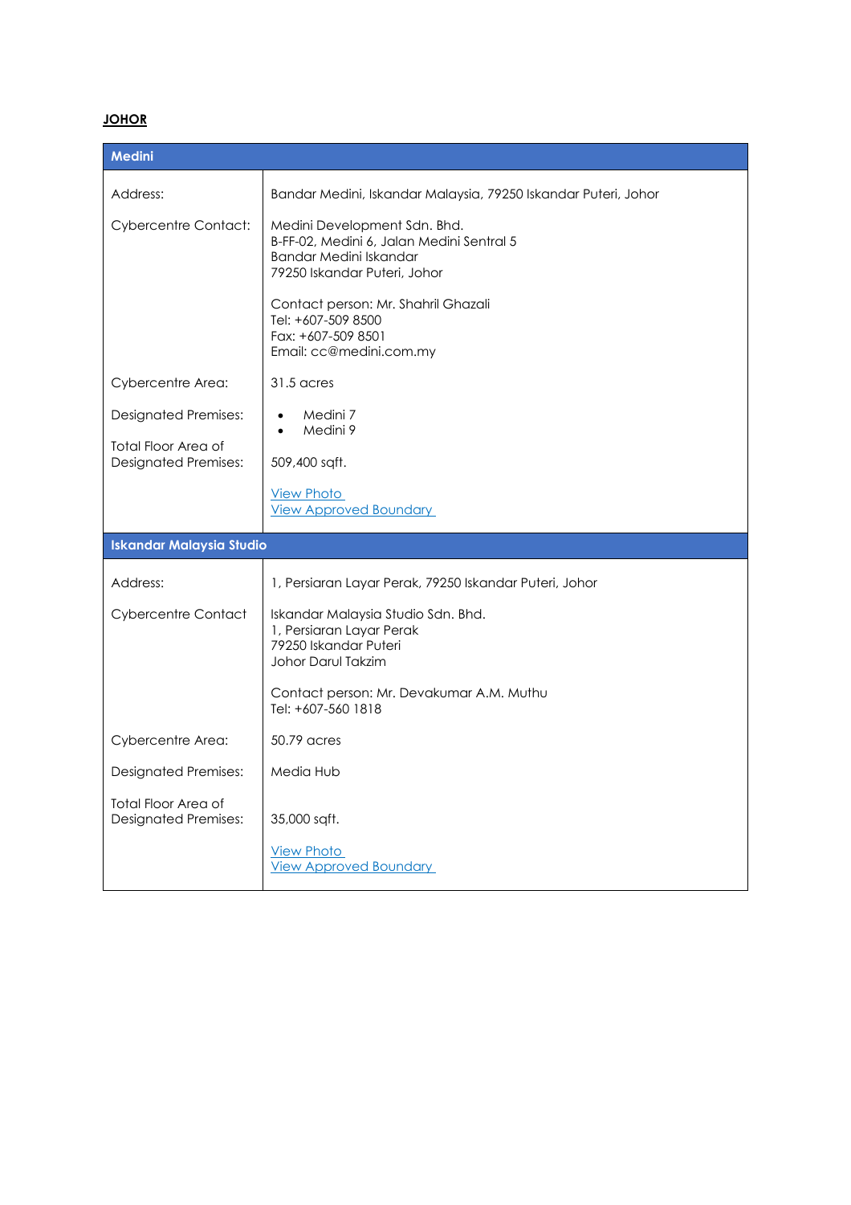**JOHOR**

| Medini | |
|---|---|
| Address: | Bandar Medini, Iskandar Malaysia, 79250 Iskandar Puteri, Johor |
| Cybercentre Contact: | Medini Development Sdn. Bhd.<br>B-FF-02, Medini 6, Jalan Medini Sentral 5<br>Bandar Medini Iskandar<br>79250 Iskandar Puteri, Johor<br><br>Contact person: Mr. Shahril Ghazali<br>Tel: +607-509 8500<br>Fax: +607-509 8501<br>Email: cc@medini.com.my |
| Cybercentre Area: | 31.5 acres |
| Designated Premises: | • Medini 7<br>• Medini 9 |
| Total Floor Area of Designated Premises: | 509,400 sqft.<br><br>View Photo<br>View Approved Boundary |

| Iskandar Malaysia Studio | |
|---|---|
| Address: | 1, Persiaran Layar Perak, 79250 Iskandar Puteri, Johor |
| Cybercentre Contact | Iskandar Malaysia Studio Sdn. Bhd.<br>1, Persiaran Layar Perak<br>79250 Iskandar Puteri<br>Johor Darul Takzim<br><br>Contact person: Mr. Devakumar A.M. Muthu<br>Tel: +607-560 1818 |
| Cybercentre Area: | 50.79 acres |
| Designated Premises: | Media Hub |
| Total Floor Area of Designated Premises: | 35,000 sqft.<br><br>View Photo<br>View Approved Boundary |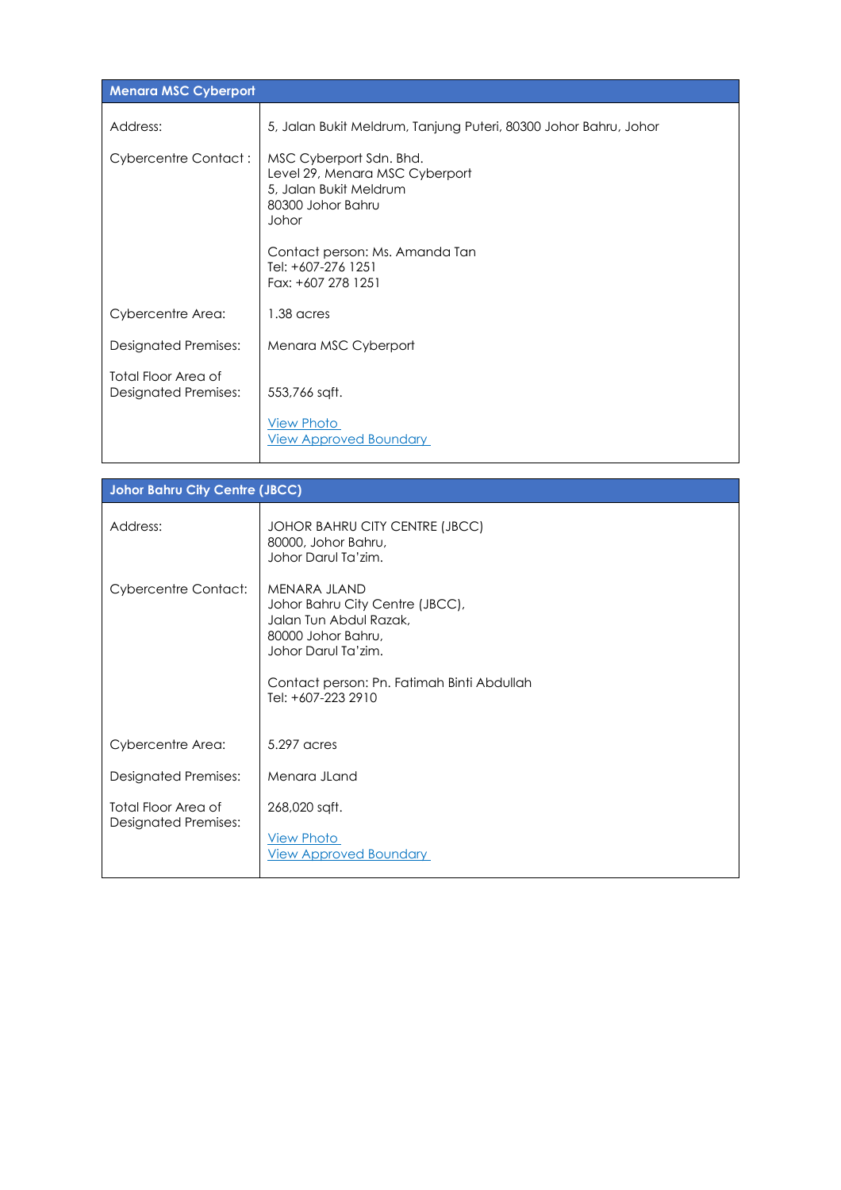| Menara MSC Cyberport | |
|---|---|
| Address: | 5, Jalan Bukit Meldrum, Tanjung Puteri, 80300 Johor Bahru, Johor |
| Cybercentre Contact : | MSC Cyberport Sdn. Bhd.<br>Level 29, Menara MSC Cyberport<br>5, Jalan Bukit Meldrum<br>80300 Johor Bahru<br>Johor<br><br>Contact person: Ms. Amanda Tan<br>Tel: +607-276 1251<br>Fax: +607 278 1251 |
| Cybercentre Area: | 1.38 acres |
| Designated Premises: | Menara MSC Cyberport |
| Total Floor Area of Designated Premises: | 553,766 sqft.<br><br>View Photo<br>View Approved Boundary |

| Johor Bahru City Centre (JBCC) | |
|---|---|
| Address: | JOHOR BAHRU CITY CENTRE (JBCC)<br>80000, Johor Bahru,<br>Johor Darul Ta'zim. |
| Cybercentre Contact: | MENARA JLAND<br>Johor Bahru City Centre (JBCC),<br>Jalan Tun Abdul Razak,<br>80000 Johor Bahru,<br>Johor Darul Ta'zim.<br><br>Contact person: Pn. Fatimah Binti Abdullah<br>Tel: +607-223 2910 |
| Cybercentre Area: | 5.297 acres |
| Designated Premises: | Menara JLand |
| Total Floor Area of Designated Premises: | 268,020 sqft.<br><br>View Photo<br>View Approved Boundary |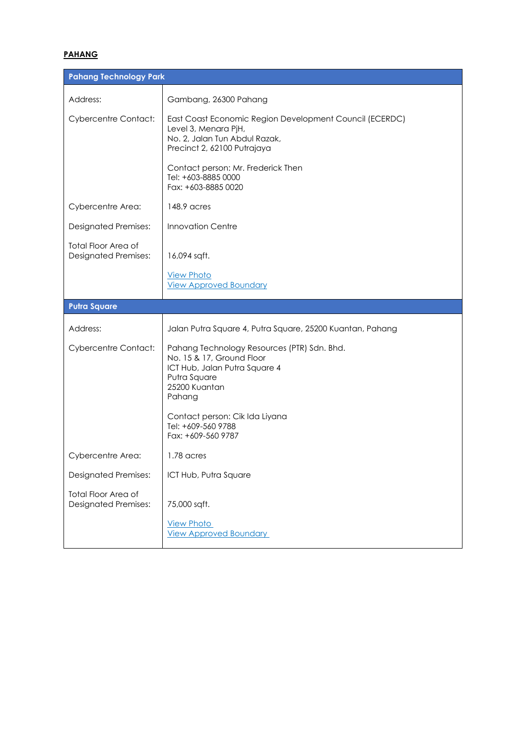**PAHANG**

| Pahang Technology Park | |
|---|---|
| Address: | Gambang, 26300 Pahang |
| Cybercentre Contact: | East Coast Economic Region Development Council (ECERDC)<br>Level 3, Menara PjH,<br>No. 2, Jalan Tun Abdul Razak,<br>Precinct 2, 62100 Putrajaya<br><br>Contact person: Mr. Frederick Then<br>Tel: +603-8885 0000<br>Fax: +603-8885 0020 |
| Cybercentre Area: | 148.9 acres |
| Designated Premises: | Innovation Centre |
| Total Floor Area of Designated Premises: | 16,094 sqft.<br><br>View Photo<br>View Approved Boundary |
| **Putra Square** | |
| Address: | Jalan Putra Square 4, Putra Square, 25200 Kuantan, Pahang |
| Cybercentre Contact: | Pahang Technology Resources (PTR) Sdn. Bhd.<br>No. 15 & 17, Ground Floor<br>ICT Hub, Jalan Putra Square 4<br>Putra Square<br>25200 Kuantan<br>Pahang<br><br>Contact person: Cik Ida Liyana<br>Tel: +609-560 9788<br>Fax: +609-560 9787 |
| Cybercentre Area: | 1.78 acres |
| Designated Premises: | ICT Hub, Putra Square |
| Total Floor Area of Designated Premises: | 75,000 sqft.<br><br>View Photo<br>View Approved Boundary |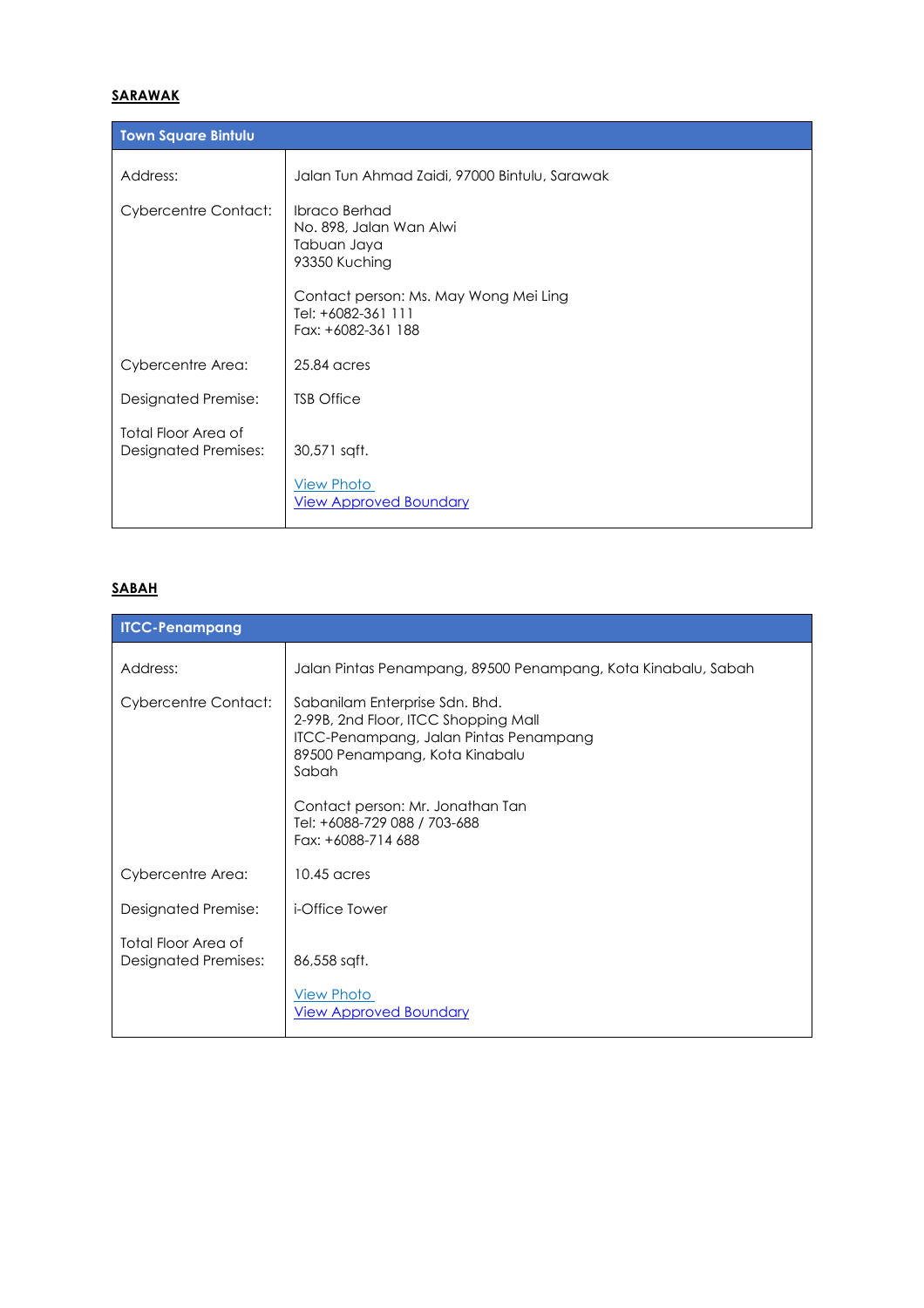**SARAWAK**

| Town Square Bintulu | |
|---|---|
| Address: | Jalan Tun Ahmad Zaidi, 97000 Bintulu, Sarawak |
| Cybercentre Contact: | Ibraco Berhad<br>No. 898, Jalan Wan Alwi<br>Tabuan Jaya<br>93350 Kuching<br><br>Contact person: Ms. May Wong Mei Ling<br>Tel: +6082-361 111<br>Fax: +6082-361 188 |
| Cybercentre Area: | 25.84 acres |
| Designated Premise: | TSB Office |
| Total Floor Area of Designated Premises: | 30,571 sqft.<br><br>View Photo<br>View Approved Boundary |

**SABAH**

| ITCC-Penampang | |
|---|---|
| Address: | Jalan Pintas Penampang, 89500 Penampang, Kota Kinabalu, Sabah |
| Cybercentre Contact: | Sabanilam Enterprise Sdn. Bhd.<br>2-99B, 2nd Floor, ITCC Shopping Mall<br>ITCC-Penampang, Jalan Pintas Penampang<br>89500 Penampang, Kota Kinabalu<br>Sabah<br><br>Contact person: Mr. Jonathan Tan<br>Tel: +6088-729 088 / 703-688<br>Fax: +6088-714 688 |
| Cybercentre Area: | 10.45 acres |
| Designated Premise: | i-Office Tower |
| Total Floor Area of Designated Premises: | 86,558 sqft.<br><br>View Photo<br>View Approved Boundary |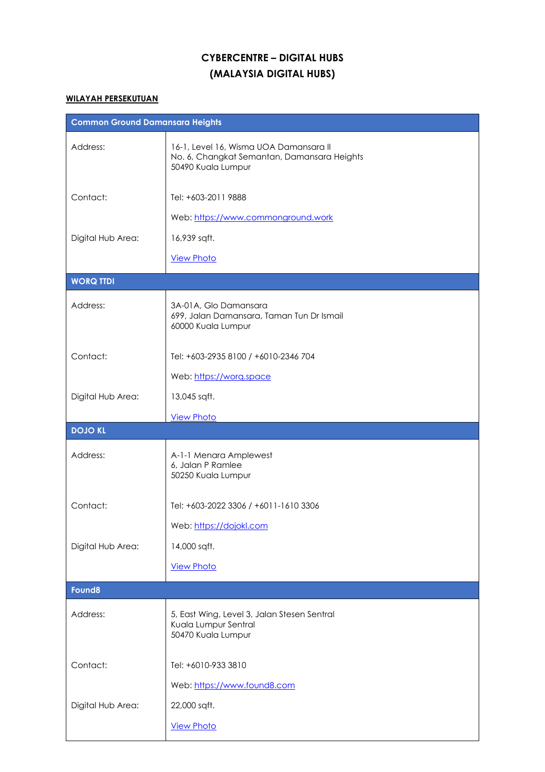# CYBERCENTRE – DIGITAL HUBS
# (MALAYSIA DIGITAL HUBS)

**WILAYAH PERSEKUTUAN**

| Common Ground Damansara Heights | |
|---|---|
| Address: | 16-1, Level 16, Wisma UOA Damansara II<br>No. 6, Changkat Semantan, Damansara Heights<br>50490 Kuala Lumpur |
| Contact: | Tel: +603-2011 9888<br>Web: https://www.commonground.work |
| Digital Hub Area: | 16,939 sqft.<br>View Photo |

| WORQ TTDI | |
|---|---|
| Address: | 3A-01A, Glo Damansara<br>699, Jalan Damansara, Taman Tun Dr Ismail<br>60000 Kuala Lumpur |
| Contact: | Tel: +603-2935 8100 / +6010-2346 704<br>Web: https://worq.space |
| Digital Hub Area: | 13,045 sqft.<br>View Photo |

| DOJO KL | |
|---|---|
| Address: | A-1-1 Menara Amplewest<br>6, Jalan P Ramlee<br>50250 Kuala Lumpur |
| Contact: | Tel: +603-2022 3306 / +6011-1610 3306<br>Web: https://dojokl.com |
| Digital Hub Area: | 14,000 sqft.<br>View Photo |

| Found8 | |
|---|---|
| Address: | 5, East Wing, Level 3, Jalan Stesen Sentral<br>Kuala Lumpur Sentral<br>50470 Kuala Lumpur |
| Contact: | Tel: +6010-933 3810<br>Web: https://www.found8.com |
| Digital Hub Area: | 22,000 sqft.<br>View Photo |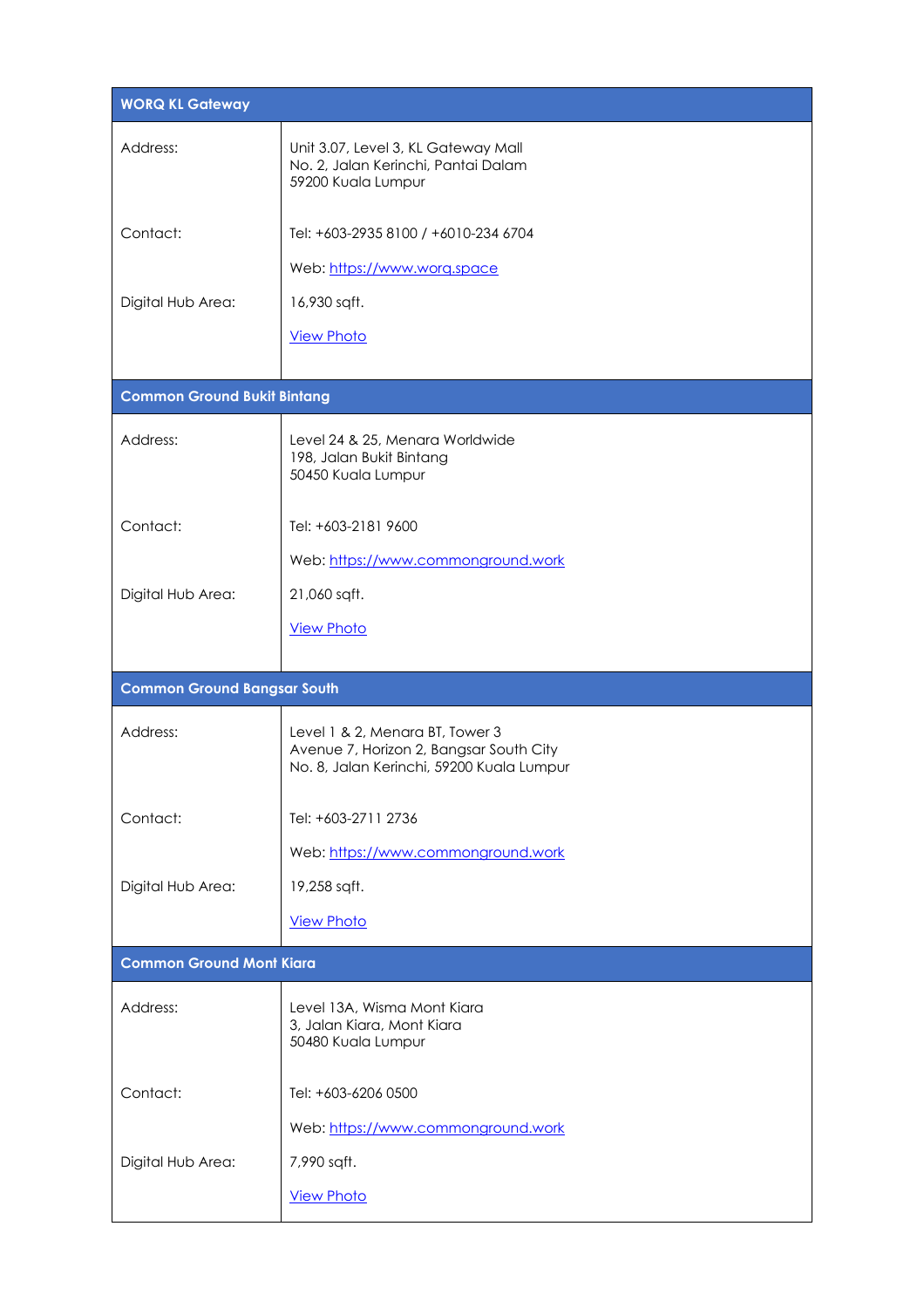| WORQ KL Gateway | |
|---|---|
| Address: | Unit 3.07, Level 3, KL Gateway Mall<br>No. 2, Jalan Kerinchi, Pantai Dalam<br>59200 Kuala Lumpur |
| Contact: | Tel: +603-2935 8100 / +6010-234 6704<br>Web: [https://www.worq.space](https://www.worq.space) |
| Digital Hub Area: | 16,930 sqft.<br>[View Photo]() |

| Common Ground Bukit Bintang | |
|---|---|
| Address: | Level 24 & 25, Menara Worldwide<br>198, Jalan Bukit Bintang<br>50450 Kuala Lumpur |
| Contact: | Tel: +603-2181 9600<br>Web: [https://www.commonground.work](https://www.commonground.work) |
| Digital Hub Area: | 21,060 sqft.<br>[View Photo]() |

| Common Ground Bangsar South | |
|---|---|
| Address: | Level 1 & 2, Menara BT, Tower 3<br>Avenue 7, Horizon 2, Bangsar South City<br>No. 8, Jalan Kerinchi, 59200 Kuala Lumpur |
| Contact: | Tel: +603-2711 2736<br>Web: [https://www.commonground.work](https://www.commonground.work) |
| Digital Hub Area: | 19,258 sqft.<br>[View Photo]() |

| Common Ground Mont Kiara | |
|---|---|
| Address: | Level 13A, Wisma Mont Kiara<br>3, Jalan Kiara, Mont Kiara<br>50480 Kuala Lumpur |
| Contact: | Tel: +603-6206 0500<br>Web: [https://www.commonground.work](https://www.commonground.work) |
| Digital Hub Area: | 7,990 sqft.<br>[View Photo]() |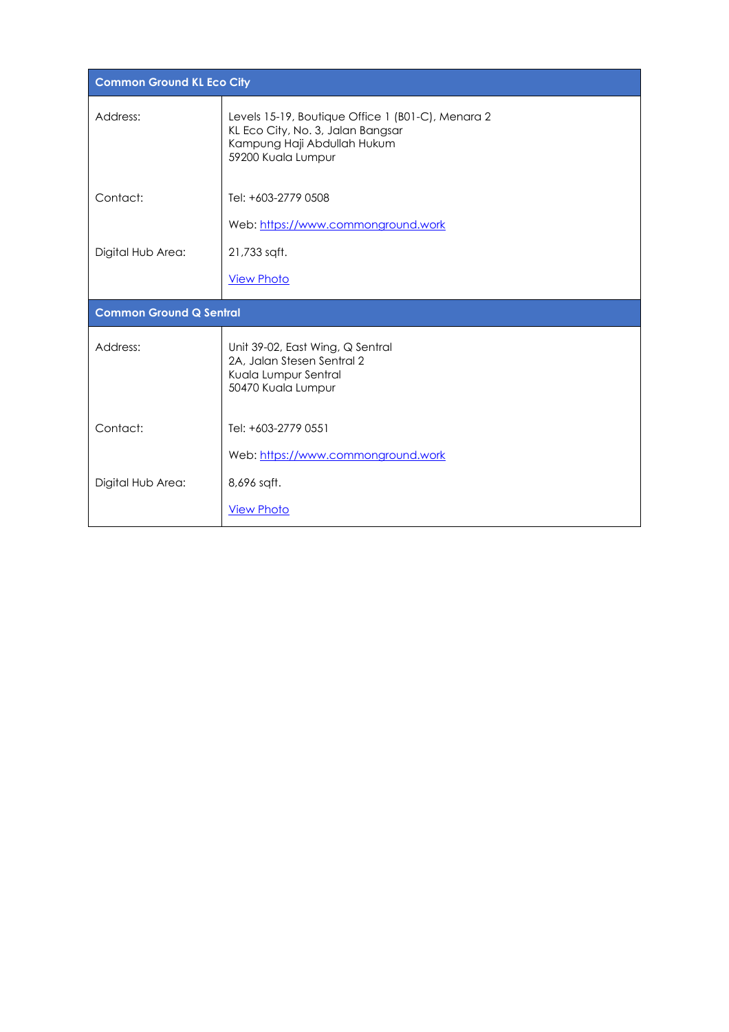| Common Ground KL Eco City | |
|---|---|
| Address: | Levels 15-19, Boutique Office 1 (B01-C), Menara 2<br>KL Eco City, No. 3, Jalan Bangsar<br>Kampung Haji Abdullah Hukum<br>59200 Kuala Lumpur |
| Contact: | Tel: +603-2779 0508<br><br>Web: https://www.commonground.work |
| Digital Hub Area: | 21,733 sqft.<br><br>View Photo |

| Common Ground Q Sentral | |
|---|---|
| Address: | Unit 39-02, East Wing, Q Sentral<br>2A, Jalan Stesen Sentral 2<br>Kuala Lumpur Sentral<br>50470 Kuala Lumpur |
| Contact: | Tel: +603-2779 0551<br><br>Web: https://www.commonground.work |
| Digital Hub Area: | 8,696 sqft.<br><br>View Photo |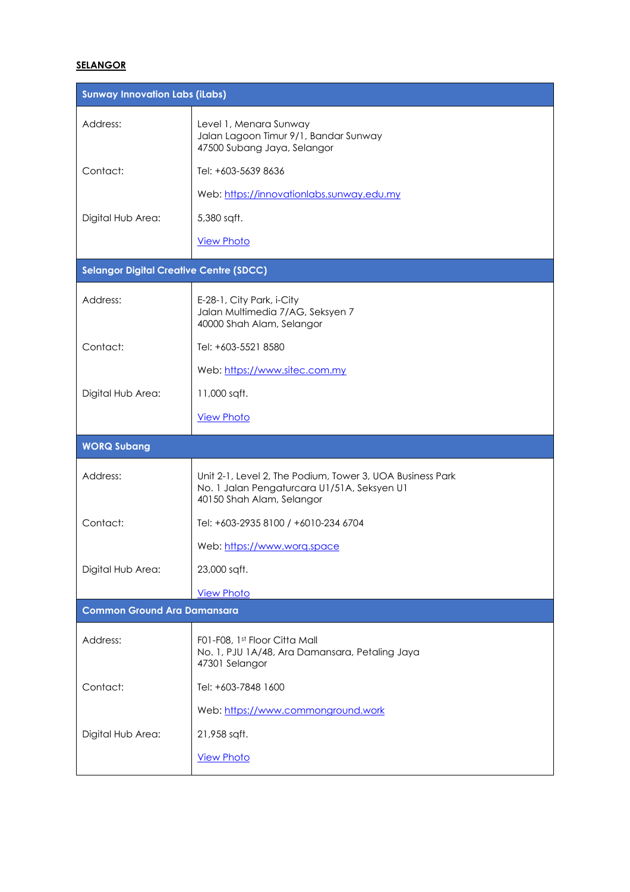**SELANGOR**

| Sunway Innovation Labs (iLabs) | |
|---|---|
| Address: | Level 1, Menara Sunway<br>Jalan Lagoon Timur 9/1, Bandar Sunway<br>47500 Subang Jaya, Selangor |
| Contact: | Tel: +603-5639 8636 |
| | Web: https://innovationlabs.sunway.edu.my |
| Digital Hub Area: | 5,380 sqft. |
| | View Photo |

| Selangor Digital Creative Centre (SDCC) | |
|---|---|
| Address: | E-28-1, City Park, i-City<br>Jalan Multimedia 7/AG, Seksyen 7<br>40000 Shah Alam, Selangor |
| Contact: | Tel: +603-5521 8580 |
| | Web: https://www.sitec.com.my |
| Digital Hub Area: | 11,000 sqft. |
| | View Photo |

| WORQ Subang | |
|---|---|
| Address: | Unit 2-1, Level 2, The Podium, Tower 3, UOA Business Park<br>No. 1 Jalan Pengaturcara U1/51A, Seksyen U1<br>40150 Shah Alam, Selangor |
| Contact: | Tel: +603-2935 8100 / +6010-234 6704 |
| | Web: https://www.worq.space |
| Digital Hub Area: | 23,000 sqft. |
| | View Photo |

| Common Ground Ara Damansara | |
|---|---|
| Address: | F01-F08, 1st Floor Citta Mall<br>No. 1, PJU 1A/48, Ara Damansara, Petaling Jaya<br>47301 Selangor |
| Contact: | Tel: +603-7848 1600 |
| | Web: https://www.commonground.work |
| Digital Hub Area: | 21,958 sqft. |
| | View Photo |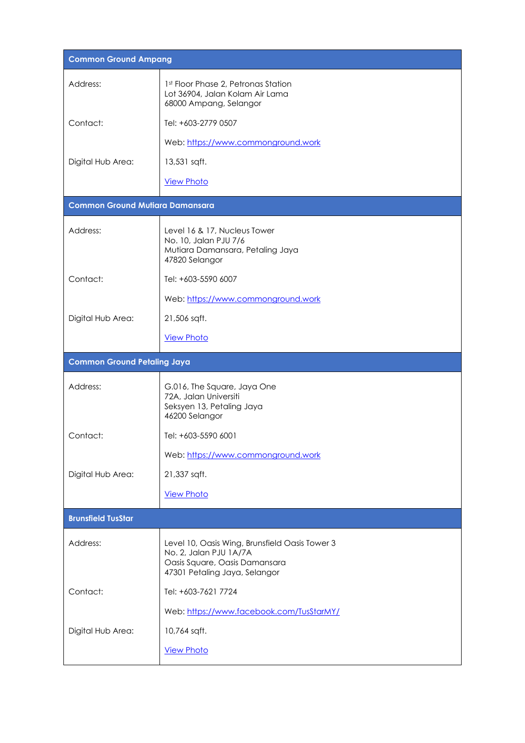| Common Ground Ampang | |
|---|---|
| Address: | 1st Floor Phase 2, Petronas Station<br>Lot 36904, Jalan Kolam Air Lama<br>68000 Ampang, Selangor |
| Contact: | Tel: +603-2779 0507 |
| | Web: https://www.commonground.work |
| Digital Hub Area: | 13,531 sqft. |
| | View Photo |

| Common Ground Mutiara Damansara | |
|---|---|
| Address: | Level 16 & 17, Nucleus Tower<br>No. 10, Jalan PJU 7/6<br>Mutiara Damansara, Petaling Jaya<br>47820 Selangor |
| Contact: | Tel: +603-5590 6007 |
| | Web: https://www.commonground.work |
| Digital Hub Area: | 21,506 sqft. |
| | View Photo |

| Common Ground Petaling Jaya | |
|---|---|
| Address: | G.016, The Square, Jaya One<br>72A, Jalan Universiti<br>Seksyen 13, Petaling Jaya<br>46200 Selangor |
| Contact: | Tel: +603-5590 6001 |
| | Web: https://www.commonground.work |
| Digital Hub Area: | 21,337 sqft. |
| | View Photo |

| Brunsfield TusStar | |
|---|---|
| Address: | Level 10, Oasis Wing, Brunsfield Oasis Tower 3<br>No. 2, Jalan PJU 1A/7A<br>Oasis Square, Oasis Damansara<br>47301 Petaling Jaya, Selangor |
| Contact: | Tel: +603-7621 7724 |
| | Web: https://www.facebook.com/TusStarMY/ |
| Digital Hub Area: | 10,764 sqft. |
| | View Photo |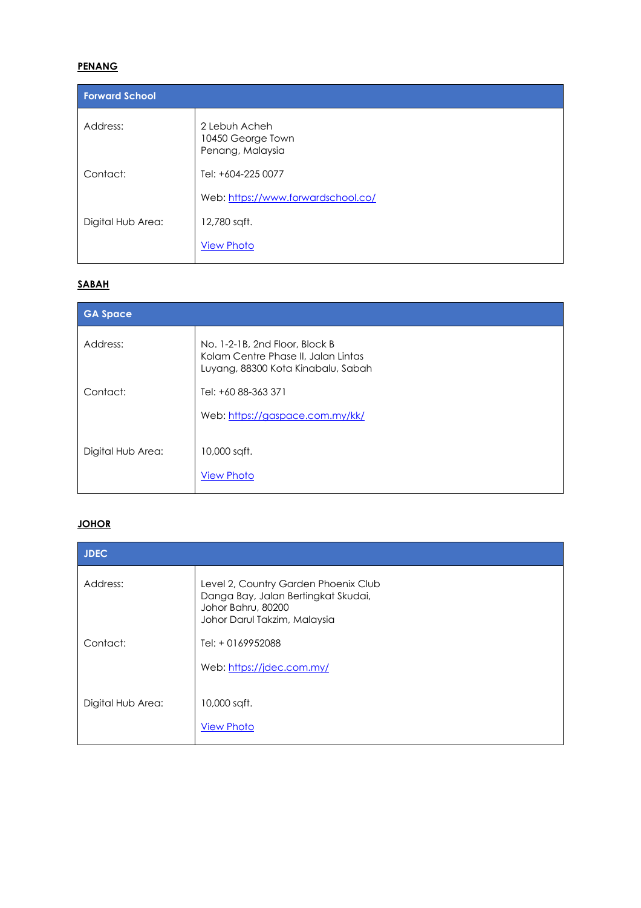**PENANG**

| Forward School | |
|---|---|
| Address: | 2 Lebuh Acheh<br>10450 George Town<br>Penang, Malaysia |
| Contact: | Tel: +604-225 0077<br><br>Web: [https://www.forwardschool.co/](https://www.forwardschool.co/) |
| Digital Hub Area: | 12,780 sqft.<br><br>View Photo |

**SABAH**

| GA Space | |
|---|---|
| Address: | No. 1-2-1B, 2nd Floor, Block B<br>Kolam Centre Phase II, Jalan Lintas<br>Luyang, 88300 Kota Kinabalu, Sabah |
| Contact: | Tel: +60 88-363 371<br><br>Web: [https://gaspace.com.my/kk/](https://gaspace.com.my/kk/) |
| Digital Hub Area: | 10,000 sqft.<br><br>View Photo |

**JOHOR**

| JDEC | |
|---|---|
| Address: | Level 2, Country Garden Phoenix Club<br>Danga Bay, Jalan Bertingkat Skudai,<br>Johor Bahru, 80200<br>Johor Darul Takzim, Malaysia |
| Contact: | Tel: + 0169952088<br><br>Web: [https://jdec.com.my/](https://jdec.com.my/) |
| Digital Hub Area: | 10,000 sqft.<br><br>View Photo |